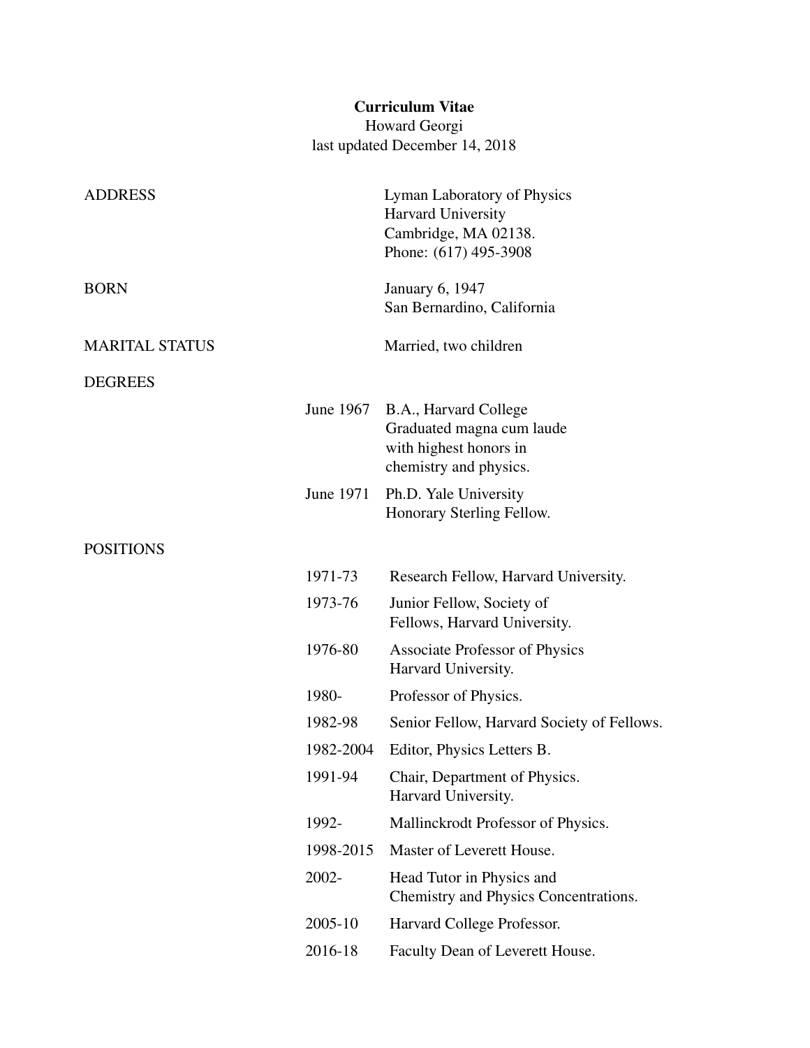# Curriculum Vitae

Howard Georgi

last updated December 14, 2018

**ADDRESS**

Lyman Laboratory of Physics
Harvard University
Cambridge, MA 02138.
Phone: (617) 495-3908

**BORN**

January 6, 1947
San Bernardino, California

**MARITAL STATUS**

Married, two children

**DEGREES**

| | |
|---|---|
| June 1967 | B.A., Harvard College<br>Graduated magna cum laude<br>with highest honors in<br>chemistry and physics. |
| June 1971 | Ph.D. Yale University<br>Honorary Sterling Fellow. |

**POSITIONS**

| | |
|---|---|
| 1971-73 | Research Fellow, Harvard University. |
| 1973-76 | Junior Fellow, Society of<br>Fellows, Harvard University. |
| 1976-80 | Associate Professor of Physics<br>Harvard University. |
| 1980- | Professor of Physics. |
| 1982-98 | Senior Fellow, Harvard Society of Fellows. |
| 1982-2004 | Editor, Physics Letters B. |
| 1991-94 | Chair, Department of Physics.<br>Harvard University. |
| 1992- | Mallinckrodt Professor of Physics. |
| 1998-2015 | Master of Leverett House. |
| 2002- | Head Tutor in Physics and<br>Chemistry and Physics Concentrations. |
| 2005-10 | Harvard College Professor. |
| 2016-18 | Faculty Dean of Leverett House. |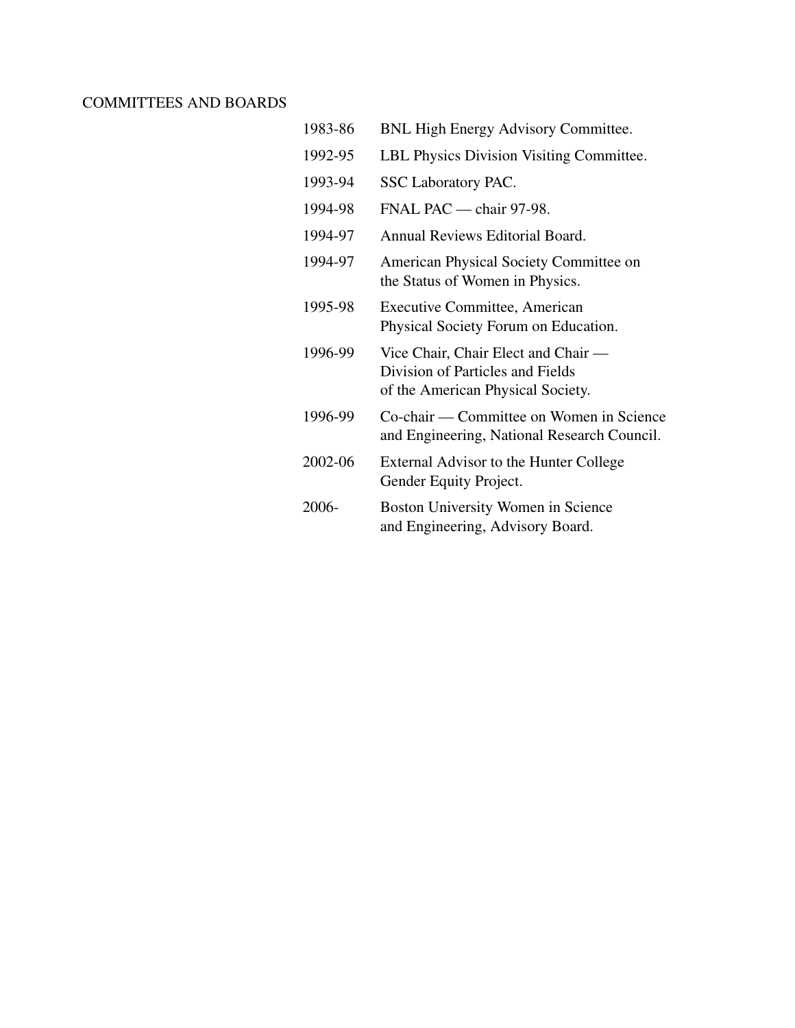## COMMITTEES AND BOARDS

1983-86 BNL High Energy Advisory Committee.

1992-95 LBL Physics Division Visiting Committee.

1993-94 SSC Laboratory PAC.

1994-98 FNAL PAC — chair 97-98.

1994-97 Annual Reviews Editorial Board.

1994-97 American Physical Society Committee on the Status of Women in Physics.

1995-98 Executive Committee, American Physical Society Forum on Education.

1996-99 Vice Chair, Chair Elect and Chair — Division of Particles and Fields of the American Physical Society.

1996-99 Co-chair — Committee on Women in Science and Engineering, National Research Council.

2002-06 External Advisor to the Hunter College Gender Equity Project.

2006- Boston University Women in Science and Engineering, Advisory Board.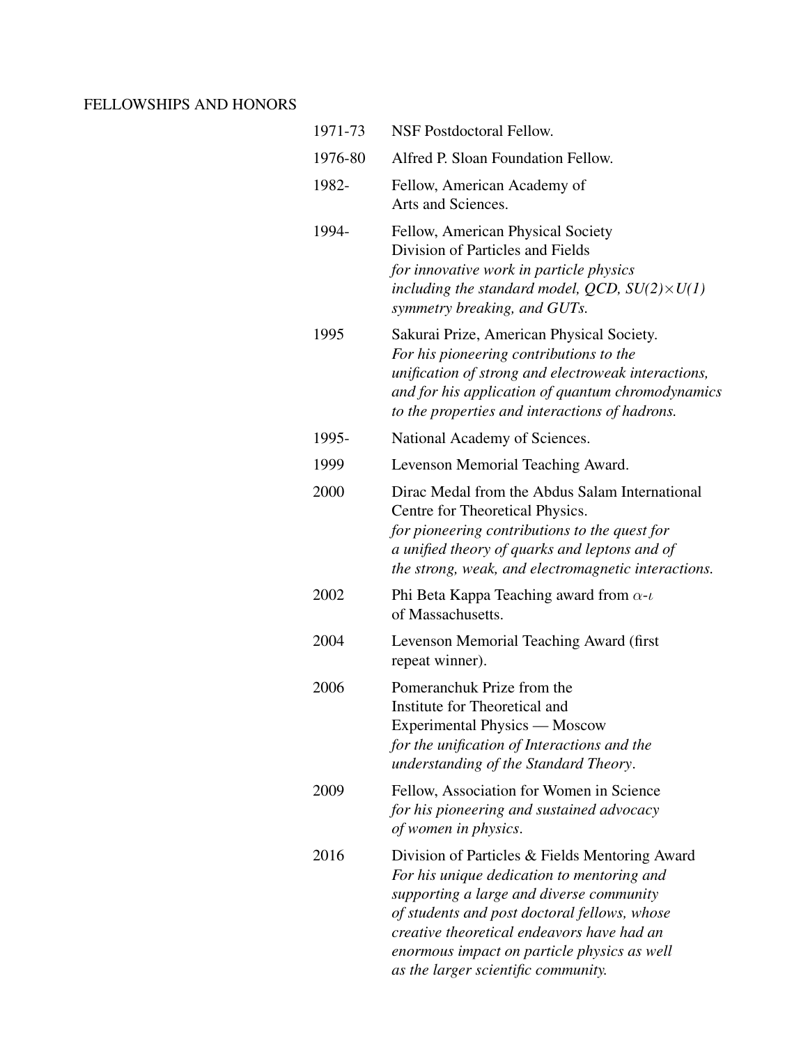## FELLOWSHIPS AND HONORS

| | |
|---|---|
| 1971-73 | NSF Postdoctoral Fellow. |
| 1976-80 | Alfred P. Sloan Foundation Fellow. |
| 1982- | Fellow, American Academy of Arts and Sciences. |
| 1994- | Fellow, American Physical Society Division of Particles and Fields *for innovative work in particle physics including the standard model, QCD, $SU(2)\times U(1)$ symmetry breaking, and GUTs.* |
| 1995 | Sakurai Prize, American Physical Society. *For his pioneering contributions to the unification of strong and electroweak interactions, and for his application of quantum chromodynamics to the properties and interactions of hadrons.* |
| 1995- | National Academy of Sciences. |
| 1999 | Levenson Memorial Teaching Award. |
| 2000 | Dirac Medal from the Abdus Salam International Centre for Theoretical Physics. *for pioneering contributions to the quest for a unified theory of quarks and leptons and of the strong, weak, and electromagnetic interactions.* |
| 2002 | Phi Beta Kappa Teaching award from $\alpha$-$\iota$ of Massachusetts. |
| 2004 | Levenson Memorial Teaching Award (first repeat winner). |
| 2006 | Pomeranchuk Prize from the Institute for Theoretical and Experimental Physics — Moscow *for the unification of Interactions and the understanding of the Standard Theory*. |
| 2009 | Fellow, Association for Women in Science *for his pioneering and sustained advocacy of women in physics*. |
| 2016 | Division of Particles & Fields Mentoring Award *For his unique dedication to mentoring and supporting a large and diverse community of students and post doctoral fellows, whose creative theoretical endeavors have had an enormous impact on particle physics as well as the larger scientific community.* |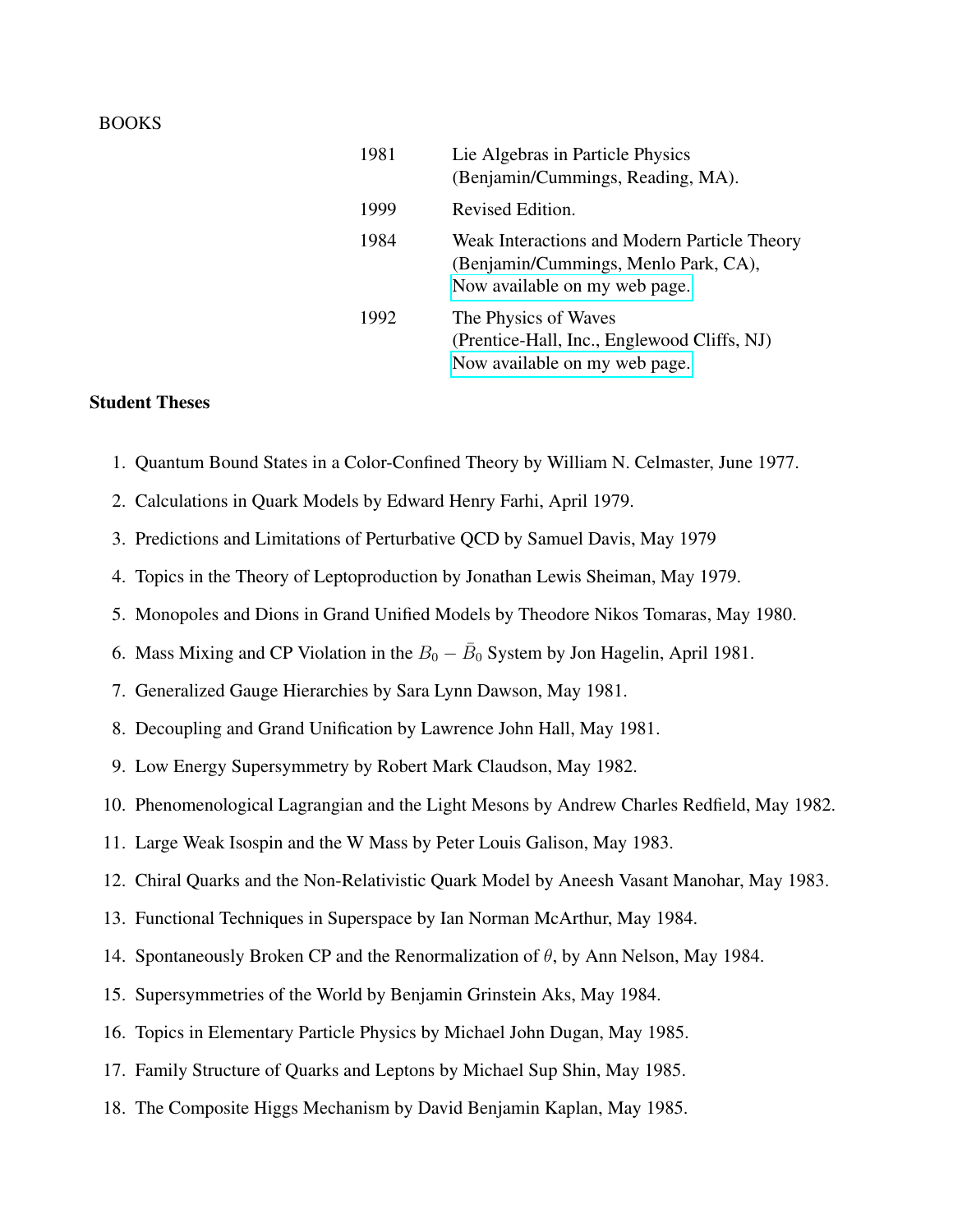BOOKS

| | |
|---|---|
| 1981 | Lie Algebras in Particle Physics (Benjamin/Cummings, Reading, MA). |
| 1999 | Revised Edition. |
| 1984 | Weak Interactions and Modern Particle Theory (Benjamin/Cummings, Menlo Park, CA), Now available on my web page. |
| 1992 | The Physics of Waves (Prentice-Hall, Inc., Englewood Cliffs, NJ) Now available on my web page. |

**Student Theses**

1. Quantum Bound States in a Color-Confined Theory by William N. Celmaster, June 1977.
2. Calculations in Quark Models by Edward Henry Farhi, April 1979.
3. Predictions and Limitations of Perturbative QCD by Samuel Davis, May 1979
4. Topics in the Theory of Leptoproduction by Jonathan Lewis Sheiman, May 1979.
5. Monopoles and Dions in Grand Unified Models by Theodore Nikos Tomaras, May 1980.
6. Mass Mixing and CP Violation in the $B_0 - \bar{B}_0$ System by Jon Hagelin, April 1981.
7. Generalized Gauge Hierarchies by Sara Lynn Dawson, May 1981.
8. Decoupling and Grand Unification by Lawrence John Hall, May 1981.
9. Low Energy Supersymmetry by Robert Mark Claudson, May 1982.
10. Phenomenological Lagrangian and the Light Mesons by Andrew Charles Redfield, May 1982.
11. Large Weak Isospin and the W Mass by Peter Louis Galison, May 1983.
12. Chiral Quarks and the Non-Relativistic Quark Model by Aneesh Vasant Manohar, May 1983.
13. Functional Techniques in Superspace by Ian Norman McArthur, May 1984.
14. Spontaneously Broken CP and the Renormalization of $\theta$, by Ann Nelson, May 1984.
15. Supersymmetries of the World by Benjamin Grinstein Aks, May 1984.
16. Topics in Elementary Particle Physics by Michael John Dugan, May 1985.
17. Family Structure of Quarks and Leptons by Michael Sup Shin, May 1985.
18. The Composite Higgs Mechanism by David Benjamin Kaplan, May 1985.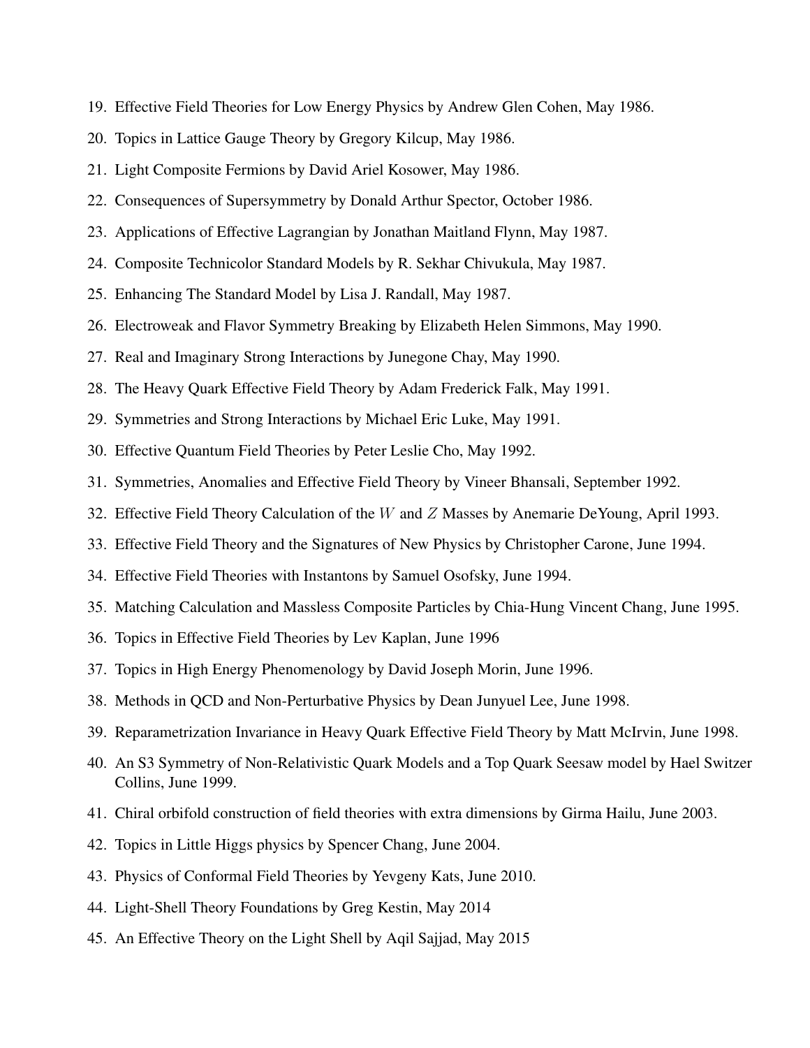19. Effective Field Theories for Low Energy Physics by Andrew Glen Cohen, May 1986.
20. Topics in Lattice Gauge Theory by Gregory Kilcup, May 1986.
21. Light Composite Fermions by David Ariel Kosower, May 1986.
22. Consequences of Supersymmetry by Donald Arthur Spector, October 1986.
23. Applications of Effective Lagrangian by Jonathan Maitland Flynn, May 1987.
24. Composite Technicolor Standard Models by R. Sekhar Chivukula, May 1987.
25. Enhancing The Standard Model by Lisa J. Randall, May 1987.
26. Electroweak and Flavor Symmetry Breaking by Elizabeth Helen Simmons, May 1990.
27. Real and Imaginary Strong Interactions by Junegone Chay, May 1990.
28. The Heavy Quark Effective Field Theory by Adam Frederick Falk, May 1991.
29. Symmetries and Strong Interactions by Michael Eric Luke, May 1991.
30. Effective Quantum Field Theories by Peter Leslie Cho, May 1992.
31. Symmetries, Anomalies and Effective Field Theory by Vineer Bhansali, September 1992.
32. Effective Field Theory Calculation of the $W$ and $Z$ Masses by Anemarie DeYoung, April 1993.
33. Effective Field Theory and the Signatures of New Physics by Christopher Carone, June 1994.
34. Effective Field Theories with Instantons by Samuel Osofsky, June 1994.
35. Matching Calculation and Massless Composite Particles by Chia-Hung Vincent Chang, June 1995.
36. Topics in Effective Field Theories by Lev Kaplan, June 1996
37. Topics in High Energy Phenomenology by David Joseph Morin, June 1996.
38. Methods in QCD and Non-Perturbative Physics by Dean Junyuel Lee, June 1998.
39. Reparametrization Invariance in Heavy Quark Effective Field Theory by Matt McIrvin, June 1998.
40. An S3 Symmetry of Non-Relativistic Quark Models and a Top Quark Seesaw model by Hael Switzer Collins, June 1999.
41. Chiral orbifold construction of field theories with extra dimensions by Girma Hailu, June 2003.
42. Topics in Little Higgs physics by Spencer Chang, June 2004.
43. Physics of Conformal Field Theories by Yevgeny Kats, June 2010.
44. Light-Shell Theory Foundations by Greg Kestin, May 2014
45. An Effective Theory on the Light Shell by Aqil Sajjad, May 2015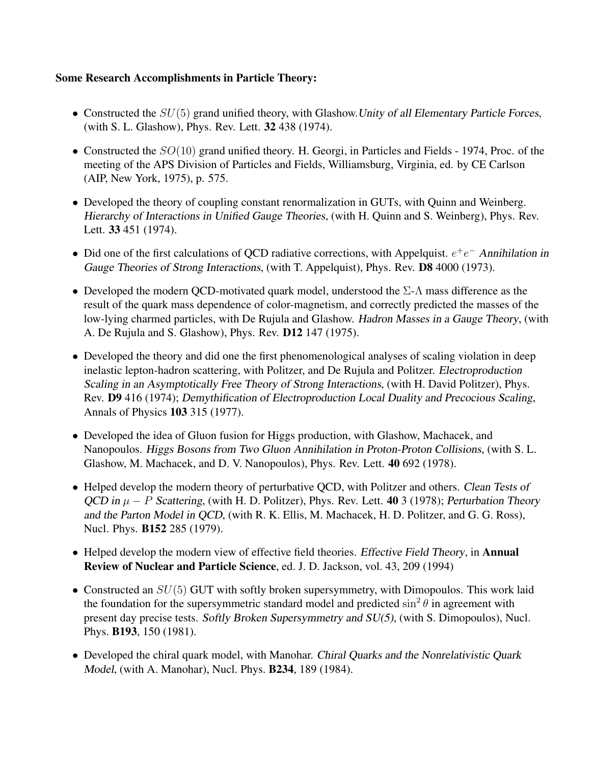**Some Research Accomplishments in Particle Theory:**

- Constructed the $SU(5)$ grand unified theory, with Glashow.*Unity of all Elementary Particle Forces*, (with S. L. Glashow), Phys. Rev. Lett. **32** 438 (1974).
- Constructed the $SO(10)$ grand unified theory. H. Georgi, in Particles and Fields - 1974, Proc. of the meeting of the APS Division of Particles and Fields, Williamsburg, Virginia, ed. by CE Carlson (AIP, New York, 1975), p. 575.
- Developed the theory of coupling constant renormalization in GUTs, with Quinn and Weinberg. *Hierarchy of Interactions in Unified Gauge Theories*, (with H. Quinn and S. Weinberg), Phys. Rev. Lett. **33** 451 (1974).
- Did one of the first calculations of QCD radiative corrections, with Appelquist. $e^+e^-$ *Annihilation in Gauge Theories of Strong Interactions*, (with T. Appelquist), Phys. Rev. **D8** 4000 (1973).
- Developed the modern QCD-motivated quark model, understood the $\Sigma$-$\Lambda$ mass difference as the result of the quark mass dependence of color-magnetism, and correctly predicted the masses of the low-lying charmed particles, with De Rujula and Glashow. *Hadron Masses in a Gauge Theory*, (with A. De Rujula and S. Glashow), Phys. Rev. **D12** 147 (1975).
- Developed the theory and did one the first phenomenological analyses of scaling violation in deep inelastic lepton-hadron scattering, with Politzer, and De Rujula and Politzer. *Electroproduction Scaling in an Asymptotically Free Theory of Strong Interactions*, (with H. David Politzer), Phys. Rev. **D9** 416 (1974); *Demythification of Electroproduction Local Duality and Precocious Scaling*, Annals of Physics **103** 315 (1977).
- Developed the idea of Gluon fusion for Higgs production, with Glashow, Machacek, and Nanopoulos. *Higgs Bosons from Two Gluon Annihilation in Proton-Proton Collisions*, (with S. L. Glashow, M. Machacek, and D. V. Nanopoulos), Phys. Rev. Lett. **40** 692 (1978).
- Helped develop the modern theory of perturbative QCD, with Politzer and others. *Clean Tests of QCD in $\mu - P$ Scattering*, (with H. D. Politzer), Phys. Rev. Lett. **40** 3 (1978); *Perturbation Theory and the Parton Model in QCD*, (with R. K. Ellis, M. Machacek, H. D. Politzer, and G. G. Ross), Nucl. Phys. **B152** 285 (1979).
- Helped develop the modern view of effective field theories. *Effective Field Theory*, in **Annual Review of Nuclear and Particle Science**, ed. J. D. Jackson, vol. 43, 209 (1994)
- Constructed an $SU(5)$ GUT with softly broken supersymmetry, with Dimopoulos. This work laid the foundation for the supersymmetric standard model and predicted $\sin^2 \theta$ in agreement with present day precise tests. *Softly Broken Supersymmetry and SU(5)*, (with S. Dimopoulos), Nucl. Phys. **B193**, 150 (1981).
- Developed the chiral quark model, with Manohar. *Chiral Quarks and the Nonrelativistic Quark Model*, (with A. Manohar), Nucl. Phys. **B234**, 189 (1984).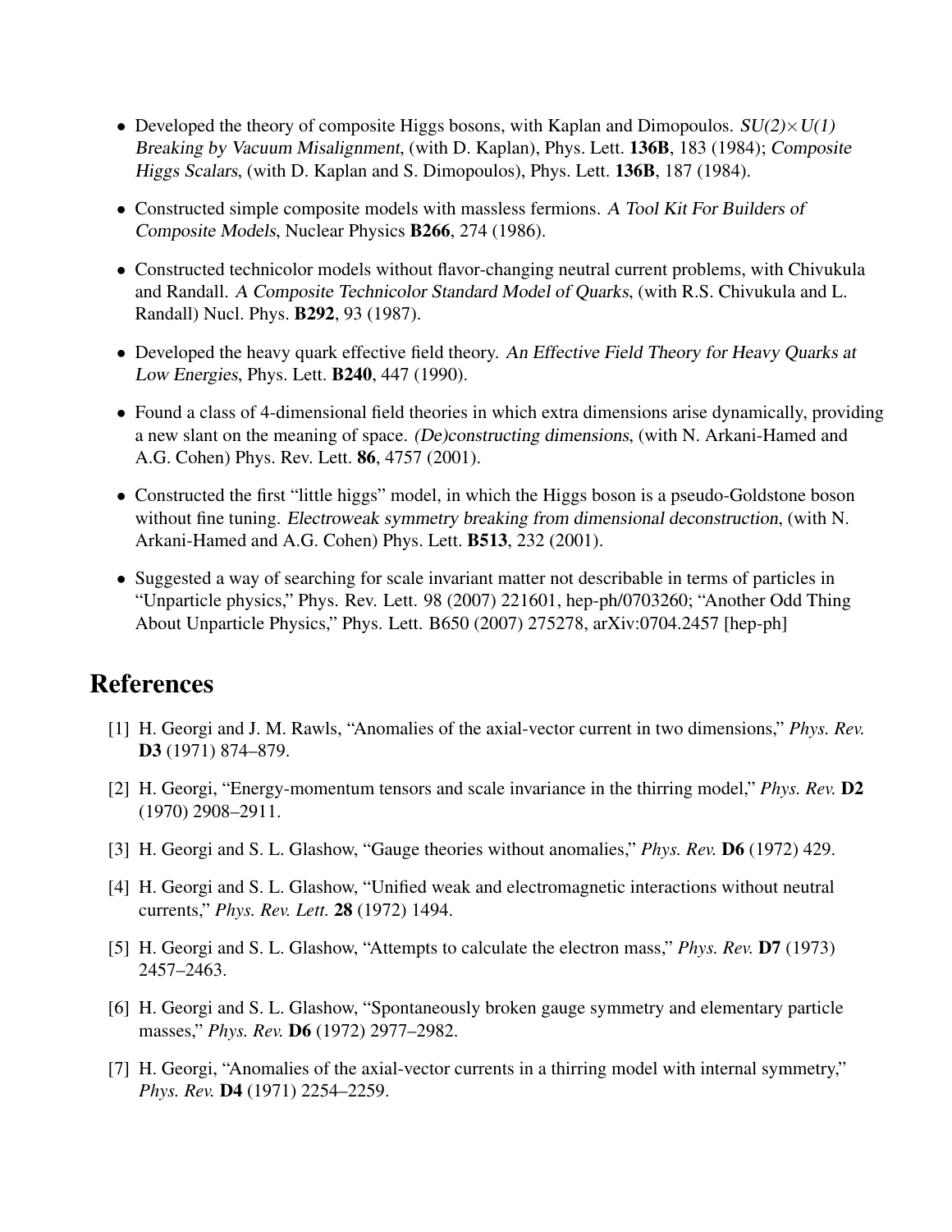- Developed the theory of composite Higgs bosons, with Kaplan and Dimopoulos. *$SU(2) \times U(1)$ Breaking by Vacuum Misalignment*, (with D. Kaplan), Phys. Lett. **136B**, 183 (1984); *Composite Higgs Scalars*, (with D. Kaplan and S. Dimopoulos), Phys. Lett. **136B**, 187 (1984).

- Constructed simple composite models with massless fermions. *A Tool Kit For Builders of Composite Models*, Nuclear Physics **B266**, 274 (1986).

- Constructed technicolor models without flavor-changing neutral current problems, with Chivukula and Randall. *A Composite Technicolor Standard Model of Quarks*, (with R.S. Chivukula and L. Randall) Nucl. Phys. **B292**, 93 (1987).

- Developed the heavy quark effective field theory. *An Effective Field Theory for Heavy Quarks at Low Energies*, Phys. Lett. **B240**, 447 (1990).

- Found a class of 4-dimensional field theories in which extra dimensions arise dynamically, providing a new slant on the meaning of space. *(De)constructing dimensions*, (with N. Arkani-Hamed and A.G. Cohen) Phys. Rev. Lett. **86**, 4757 (2001).

- Constructed the first "little higgs" model, in which the Higgs boson is a pseudo-Goldstone boson without fine tuning. *Electroweak symmetry breaking from dimensional deconstruction*, (with N. Arkani-Hamed and A.G. Cohen) Phys. Lett. **B513**, 232 (2001).

- Suggested a way of searching for scale invariant matter not describable in terms of particles in "Unparticle physics," Phys. Rev. Lett. 98 (2007) 221601, hep-ph/0703260; "Another Odd Thing About Unparticle Physics," Phys. Lett. B650 (2007) 275278, arXiv:0704.2457 [hep-ph]

# References

[1] H. Georgi and J. M. Rawls, "Anomalies of the axial-vector current in two dimensions," *Phys. Rev.* **D3** (1971) 874–879.

[2] H. Georgi, "Energy-momentum tensors and scale invariance in the thirring model," *Phys. Rev.* **D2** (1970) 2908–2911.

[3] H. Georgi and S. L. Glashow, "Gauge theories without anomalies," *Phys. Rev.* **D6** (1972) 429.

[4] H. Georgi and S. L. Glashow, "Unified weak and electromagnetic interactions without neutral currents," *Phys. Rev. Lett.* **28** (1972) 1494.

[5] H. Georgi and S. L. Glashow, "Attempts to calculate the electron mass," *Phys. Rev.* **D7** (1973) 2457–2463.

[6] H. Georgi and S. L. Glashow, "Spontaneously broken gauge symmetry and elementary particle masses," *Phys. Rev.* **D6** (1972) 2977–2982.

[7] H. Georgi, "Anomalies of the axial-vector currents in a thirring model with internal symmetry," *Phys. Rev.* **D4** (1971) 2254–2259.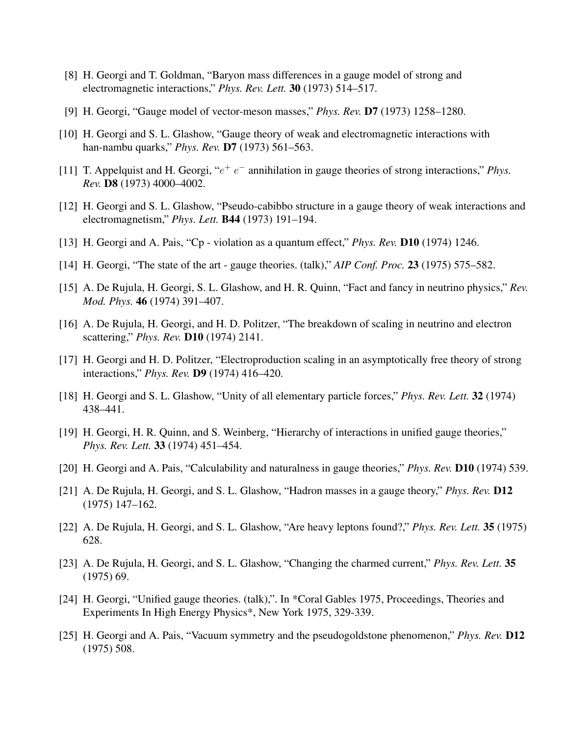[8] H. Georgi and T. Goldman, "Baryon mass differences in a gauge model of strong and electromagnetic interactions," *Phys. Rev. Lett.* **30** (1973) 514–517.

[9] H. Georgi, "Gauge model of vector-meson masses," *Phys. Rev.* **D7** (1973) 1258–1280.

[10] H. Georgi and S. L. Glashow, "Gauge theory of weak and electromagnetic interactions with han-nambu quarks," *Phys. Rev.* **D7** (1973) 561–563.

[11] T. Appelquist and H. Georgi, "$e^+ e^-$ annihilation in gauge theories of strong interactions," *Phys. Rev.* **D8** (1973) 4000–4002.

[12] H. Georgi and S. L. Glashow, "Pseudo-cabibbo structure in a gauge theory of weak interactions and electromagnetism," *Phys. Lett.* **B44** (1973) 191–194.

[13] H. Georgi and A. Pais, "Cp - violation as a quantum effect," *Phys. Rev.* **D10** (1974) 1246.

[14] H. Georgi, "The state of the art - gauge theories. (talk)," *AIP Conf. Proc.* **23** (1975) 575–582.

[15] A. De Rujula, H. Georgi, S. L. Glashow, and H. R. Quinn, "Fact and fancy in neutrino physics," *Rev. Mod. Phys.* **46** (1974) 391–407.

[16] A. De Rujula, H. Georgi, and H. D. Politzer, "The breakdown of scaling in neutrino and electron scattering," *Phys. Rev.* **D10** (1974) 2141.

[17] H. Georgi and H. D. Politzer, "Electroproduction scaling in an asymptotically free theory of strong interactions," *Phys. Rev.* **D9** (1974) 416–420.

[18] H. Georgi and S. L. Glashow, "Unity of all elementary particle forces," *Phys. Rev. Lett.* **32** (1974) 438–441.

[19] H. Georgi, H. R. Quinn, and S. Weinberg, "Hierarchy of interactions in unified gauge theories," *Phys. Rev. Lett.* **33** (1974) 451–454.

[20] H. Georgi and A. Pais, "Calculability and naturalness in gauge theories," *Phys. Rev.* **D10** (1974) 539.

[21] A. De Rujula, H. Georgi, and S. L. Glashow, "Hadron masses in a gauge theory," *Phys. Rev.* **D12** (1975) 147–162.

[22] A. De Rujula, H. Georgi, and S. L. Glashow, "Are heavy leptons found?," *Phys. Rev. Lett.* **35** (1975) 628.

[23] A. De Rujula, H. Georgi, and S. L. Glashow, "Changing the charmed current," *Phys. Rev. Lett.* **35** (1975) 69.

[24] H. Georgi, "Unified gauge theories. (talk),". In *Coral Gables 1975, Proceedings, Theories and Experiments In High Energy Physics*, New York 1975, 329-339.

[25] H. Georgi and A. Pais, "Vacuum symmetry and the pseudogoldstone phenomenon," *Phys. Rev.* **D12** (1975) 508.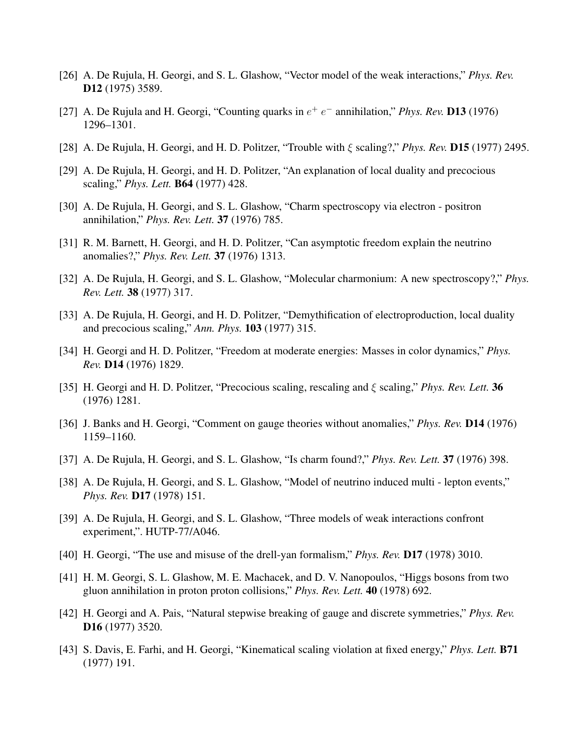[26] A. De Rujula, H. Georgi, and S. L. Glashow, "Vector model of the weak interactions," *Phys. Rev.* **D12** (1975) 3589.

[27] A. De Rujula and H. Georgi, "Counting quarks in $e^+ e^-$ annihilation," *Phys. Rev.* **D13** (1976) 1296–1301.

[28] A. De Rujula, H. Georgi, and H. D. Politzer, "Trouble with $\xi$ scaling?," *Phys. Rev.* **D15** (1977) 2495.

[29] A. De Rujula, H. Georgi, and H. D. Politzer, "An explanation of local duality and precocious scaling," *Phys. Lett.* **B64** (1977) 428.

[30] A. De Rujula, H. Georgi, and S. L. Glashow, "Charm spectroscopy via electron - positron annihilation," *Phys. Rev. Lett.* **37** (1976) 785.

[31] R. M. Barnett, H. Georgi, and H. D. Politzer, "Can asymptotic freedom explain the neutrino anomalies?," *Phys. Rev. Lett.* **37** (1976) 1313.

[32] A. De Rujula, H. Georgi, and S. L. Glashow, "Molecular charmonium: A new spectroscopy?," *Phys. Rev. Lett.* **38** (1977) 317.

[33] A. De Rujula, H. Georgi, and H. D. Politzer, "Demythification of electroproduction, local duality and precocious scaling," *Ann. Phys.* **103** (1977) 315.

[34] H. Georgi and H. D. Politzer, "Freedom at moderate energies: Masses in color dynamics," *Phys. Rev.* **D14** (1976) 1829.

[35] H. Georgi and H. D. Politzer, "Precocious scaling, rescaling and $\xi$ scaling," *Phys. Rev. Lett.* **36** (1976) 1281.

[36] J. Banks and H. Georgi, "Comment on gauge theories without anomalies," *Phys. Rev.* **D14** (1976) 1159–1160.

[37] A. De Rujula, H. Georgi, and S. L. Glashow, "Is charm found?," *Phys. Rev. Lett.* **37** (1976) 398.

[38] A. De Rujula, H. Georgi, and S. L. Glashow, "Model of neutrino induced multi - lepton events," *Phys. Rev.* **D17** (1978) 151.

[39] A. De Rujula, H. Georgi, and S. L. Glashow, "Three models of weak interactions confront experiment,". HUTP-77/A046.

[40] H. Georgi, "The use and misuse of the drell-yan formalism," *Phys. Rev.* **D17** (1978) 3010.

[41] H. M. Georgi, S. L. Glashow, M. E. Machacek, and D. V. Nanopoulos, "Higgs bosons from two gluon annihilation in proton proton collisions," *Phys. Rev. Lett.* **40** (1978) 692.

[42] H. Georgi and A. Pais, "Natural stepwise breaking of gauge and discrete symmetries," *Phys. Rev.* **D16** (1977) 3520.

[43] S. Davis, E. Farhi, and H. Georgi, "Kinematical scaling violation at fixed energy," *Phys. Lett.* **B71** (1977) 191.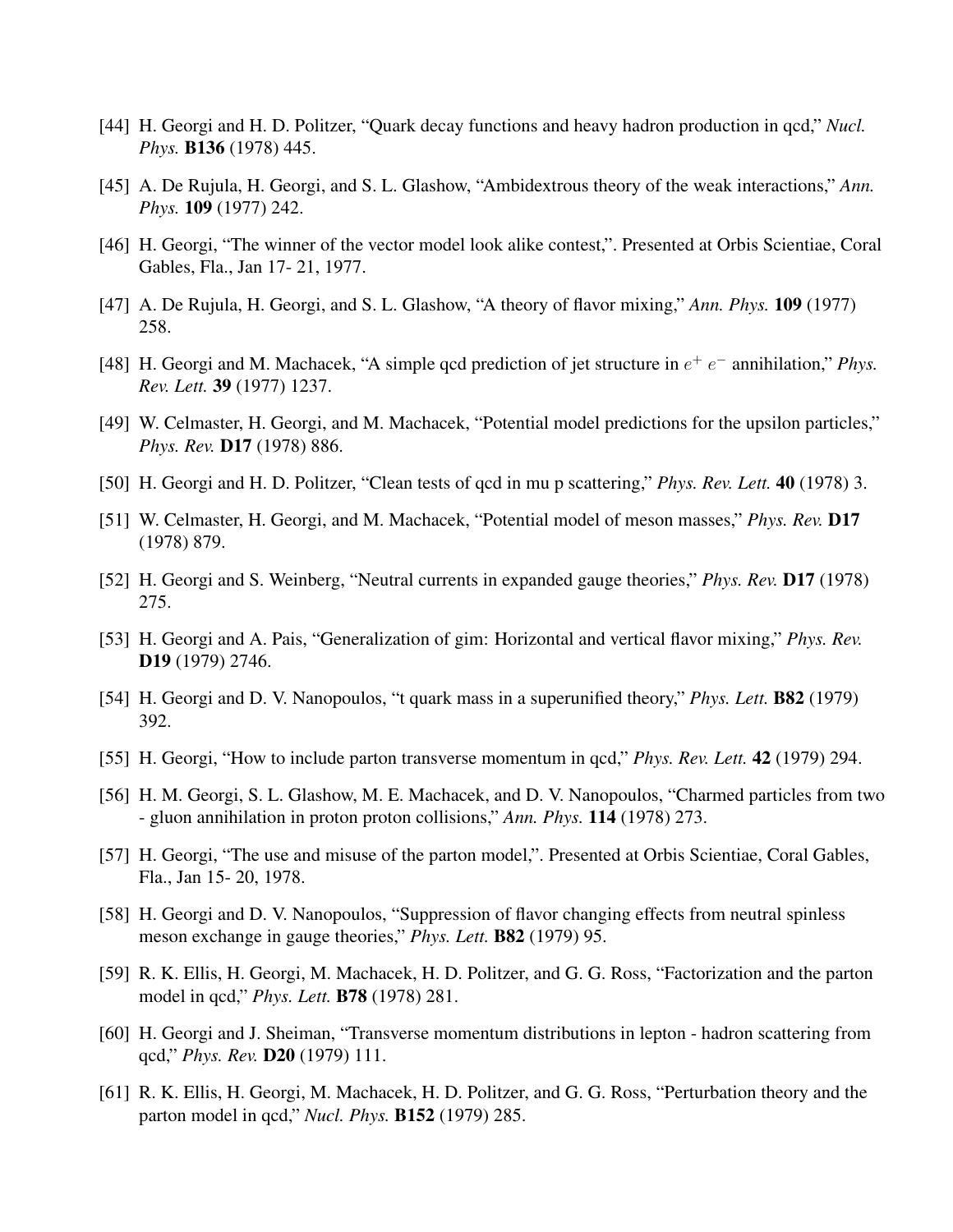[44] H. Georgi and H. D. Politzer, “Quark decay functions and heavy hadron production in qcd,” *Nucl. Phys.* **B136** (1978) 445.

[45] A. De Rujula, H. Georgi, and S. L. Glashow, “Ambidextrous theory of the weak interactions,” *Ann. Phys.* **109** (1977) 242.

[46] H. Georgi, “The winner of the vector model look alike contest,”. Presented at Orbis Scientiae, Coral Gables, Fla., Jan 17- 21, 1977.

[47] A. De Rujula, H. Georgi, and S. L. Glashow, “A theory of flavor mixing,” *Ann. Phys.* **109** (1977) 258.

[48] H. Georgi and M. Machacek, “A simple qcd prediction of jet structure in $e^+ e^-$ annihilation,” *Phys. Rev. Lett.* **39** (1977) 1237.

[49] W. Celmaster, H. Georgi, and M. Machacek, “Potential model predictions for the upsilon particles,” *Phys. Rev.* **D17** (1978) 886.

[50] H. Georgi and H. D. Politzer, “Clean tests of qcd in mu p scattering,” *Phys. Rev. Lett.* **40** (1978) 3.

[51] W. Celmaster, H. Georgi, and M. Machacek, “Potential model of meson masses,” *Phys. Rev.* **D17** (1978) 879.

[52] H. Georgi and S. Weinberg, “Neutral currents in expanded gauge theories,” *Phys. Rev.* **D17** (1978) 275.

[53] H. Georgi and A. Pais, “Generalization of gim: Horizontal and vertical flavor mixing,” *Phys. Rev.* **D19** (1979) 2746.

[54] H. Georgi and D. V. Nanopoulos, “t quark mass in a superunified theory,” *Phys. Lett.* **B82** (1979) 392.

[55] H. Georgi, “How to include parton transverse momentum in qcd,” *Phys. Rev. Lett.* **42** (1979) 294.

[56] H. M. Georgi, S. L. Glashow, M. E. Machacek, and D. V. Nanopoulos, “Charmed particles from two - gluon annihilation in proton proton collisions,” *Ann. Phys.* **114** (1978) 273.

[57] H. Georgi, “The use and misuse of the parton model,”. Presented at Orbis Scientiae, Coral Gables, Fla., Jan 15- 20, 1978.

[58] H. Georgi and D. V. Nanopoulos, “Suppression of flavor changing effects from neutral spinless meson exchange in gauge theories,” *Phys. Lett.* **B82** (1979) 95.

[59] R. K. Ellis, H. Georgi, M. Machacek, H. D. Politzer, and G. G. Ross, “Factorization and the parton model in qcd,” *Phys. Lett.* **B78** (1978) 281.

[60] H. Georgi and J. Sheiman, “Transverse momentum distributions in lepton - hadron scattering from qcd,” *Phys. Rev.* **D20** (1979) 111.

[61] R. K. Ellis, H. Georgi, M. Machacek, H. D. Politzer, and G. G. Ross, “Perturbation theory and the parton model in qcd,” *Nucl. Phys.* **B152** (1979) 285.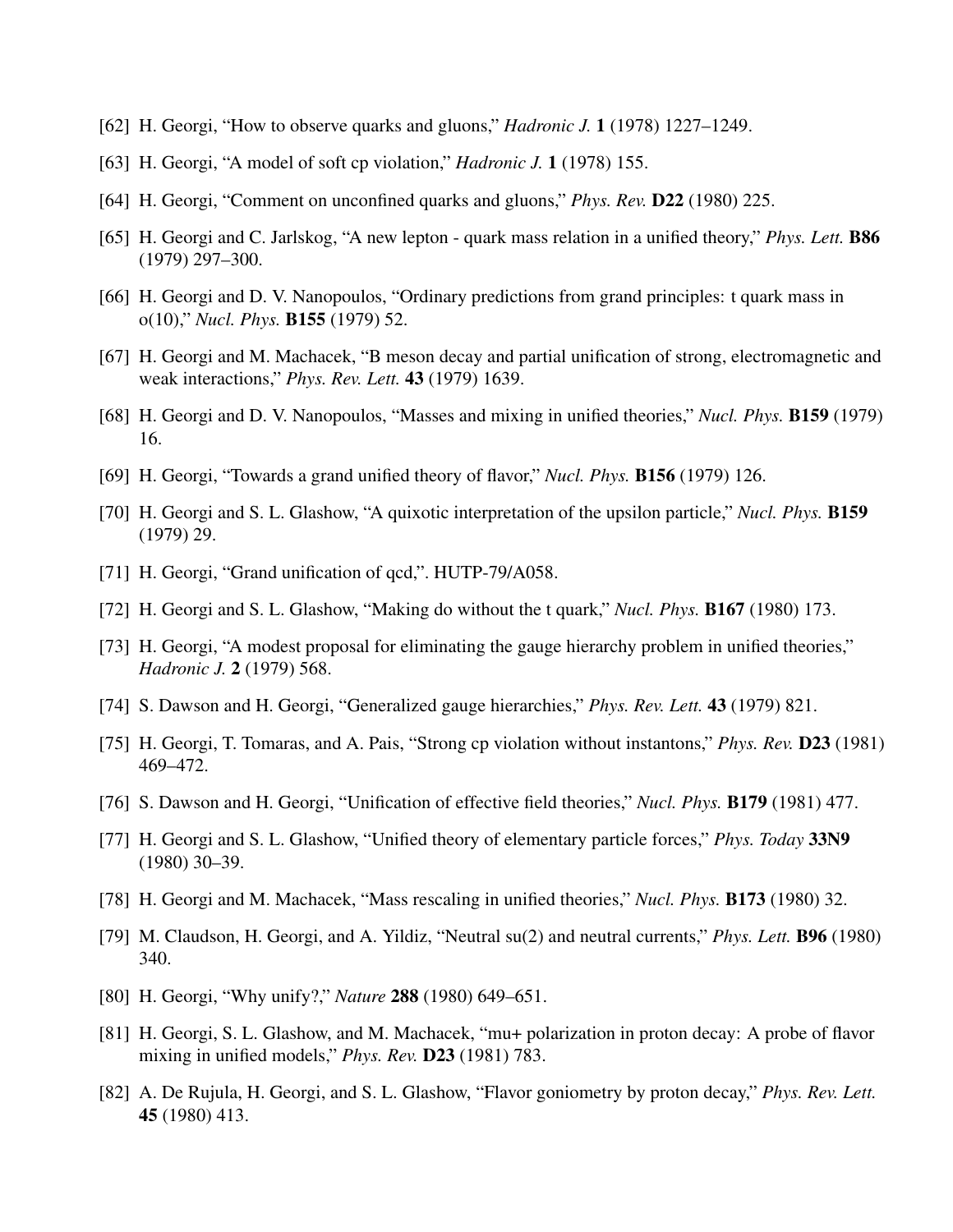[62] H. Georgi, "How to observe quarks and gluons," *Hadronic J.* **1** (1978) 1227–1249.

[63] H. Georgi, "A model of soft cp violation," *Hadronic J.* **1** (1978) 155.

[64] H. Georgi, "Comment on unconfined quarks and gluons," *Phys. Rev.* **D22** (1980) 225.

[65] H. Georgi and C. Jarlskog, "A new lepton - quark mass relation in a unified theory," *Phys. Lett.* **B86** (1979) 297–300.

[66] H. Georgi and D. V. Nanopoulos, "Ordinary predictions from grand principles: t quark mass in o(10)," *Nucl. Phys.* **B155** (1979) 52.

[67] H. Georgi and M. Machacek, "B meson decay and partial unification of strong, electromagnetic and weak interactions," *Phys. Rev. Lett.* **43** (1979) 1639.

[68] H. Georgi and D. V. Nanopoulos, "Masses and mixing in unified theories," *Nucl. Phys.* **B159** (1979) 16.

[69] H. Georgi, "Towards a grand unified theory of flavor," *Nucl. Phys.* **B156** (1979) 126.

[70] H. Georgi and S. L. Glashow, "A quixotic interpretation of the upsilon particle," *Nucl. Phys.* **B159** (1979) 29.

[71] H. Georgi, "Grand unification of qcd,". HUTP-79/A058.

[72] H. Georgi and S. L. Glashow, "Making do without the t quark," *Nucl. Phys.* **B167** (1980) 173.

[73] H. Georgi, "A modest proposal for eliminating the gauge hierarchy problem in unified theories," *Hadronic J.* **2** (1979) 568.

[74] S. Dawson and H. Georgi, "Generalized gauge hierarchies," *Phys. Rev. Lett.* **43** (1979) 821.

[75] H. Georgi, T. Tomaras, and A. Pais, "Strong cp violation without instantons," *Phys. Rev.* **D23** (1981) 469–472.

[76] S. Dawson and H. Georgi, "Unification of effective field theories," *Nucl. Phys.* **B179** (1981) 477.

[77] H. Georgi and S. L. Glashow, "Unified theory of elementary particle forces," *Phys. Today* **33N9** (1980) 30–39.

[78] H. Georgi and M. Machacek, "Mass rescaling in unified theories," *Nucl. Phys.* **B173** (1980) 32.

[79] M. Claudson, H. Georgi, and A. Yildiz, "Neutral su(2) and neutral currents," *Phys. Lett.* **B96** (1980) 340.

[80] H. Georgi, "Why unify?," *Nature* **288** (1980) 649–651.

[81] H. Georgi, S. L. Glashow, and M. Machacek, "mu+ polarization in proton decay: A probe of flavor mixing in unified models," *Phys. Rev.* **D23** (1981) 783.

[82] A. De Rujula, H. Georgi, and S. L. Glashow, "Flavor goniometry by proton decay," *Phys. Rev. Lett.* **45** (1980) 413.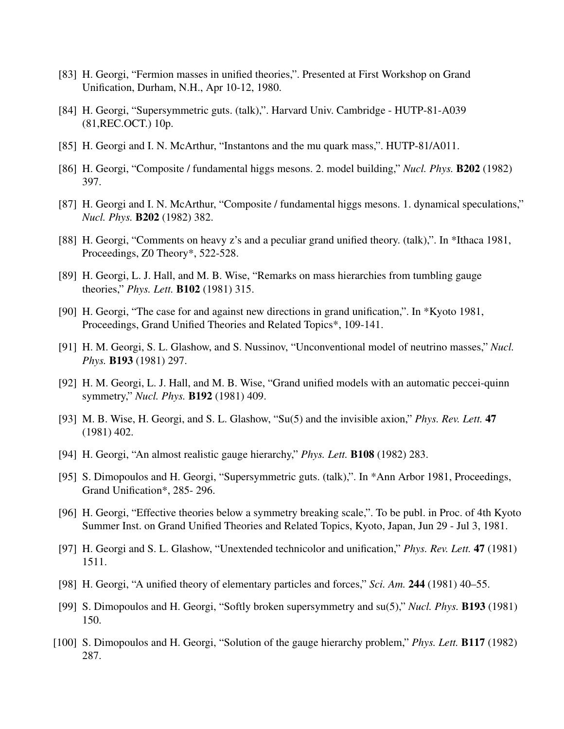[83] H. Georgi, "Fermion masses in unified theories,". Presented at First Workshop on Grand Unification, Durham, N.H., Apr 10-12, 1980.

[84] H. Georgi, "Supersymmetric guts. (talk),". Harvard Univ. Cambridge - HUTP-81-A039 (81,REC.OCT.) 10p.

[85] H. Georgi and I. N. McArthur, "Instantons and the mu quark mass,". HUTP-81/A011.

[86] H. Georgi, "Composite / fundamental higgs mesons. 2. model building," *Nucl. Phys.* **B202** (1982) 397.

[87] H. Georgi and I. N. McArthur, "Composite / fundamental higgs mesons. 1. dynamical speculations," *Nucl. Phys.* **B202** (1982) 382.

[88] H. Georgi, "Comments on heavy z's and a peculiar grand unified theory. (talk),". In *Ithaca 1981, Proceedings, Z0 Theory*, 522-528.

[89] H. Georgi, L. J. Hall, and M. B. Wise, "Remarks on mass hierarchies from tumbling gauge theories," *Phys. Lett.* **B102** (1981) 315.

[90] H. Georgi, "The case for and against new directions in grand unification,". In *Kyoto 1981, Proceedings, Grand Unified Theories and Related Topics*, 109-141.

[91] H. M. Georgi, S. L. Glashow, and S. Nussinov, "Unconventional model of neutrino masses," *Nucl. Phys.* **B193** (1981) 297.

[92] H. M. Georgi, L. J. Hall, and M. B. Wise, "Grand unified models with an automatic peccei-quinn symmetry," *Nucl. Phys.* **B192** (1981) 409.

[93] M. B. Wise, H. Georgi, and S. L. Glashow, "Su(5) and the invisible axion," *Phys. Rev. Lett.* **47** (1981) 402.

[94] H. Georgi, "An almost realistic gauge hierarchy," *Phys. Lett.* **B108** (1982) 283.

[95] S. Dimopoulos and H. Georgi, "Supersymmetric guts. (talk),". In *Ann Arbor 1981, Proceedings, Grand Unification*, 285- 296.

[96] H. Georgi, "Effective theories below a symmetry breaking scale,". To be publ. in Proc. of 4th Kyoto Summer Inst. on Grand Unified Theories and Related Topics, Kyoto, Japan, Jun 29 - Jul 3, 1981.

[97] H. Georgi and S. L. Glashow, "Unextended technicolor and unification," *Phys. Rev. Lett.* **47** (1981) 1511.

[98] H. Georgi, "A unified theory of elementary particles and forces," *Sci. Am.* **244** (1981) 40–55.

[99] S. Dimopoulos and H. Georgi, "Softly broken supersymmetry and su(5)," *Nucl. Phys.* **B193** (1981) 150.

[100] S. Dimopoulos and H. Georgi, "Solution of the gauge hierarchy problem," *Phys. Lett.* **B117** (1982) 287.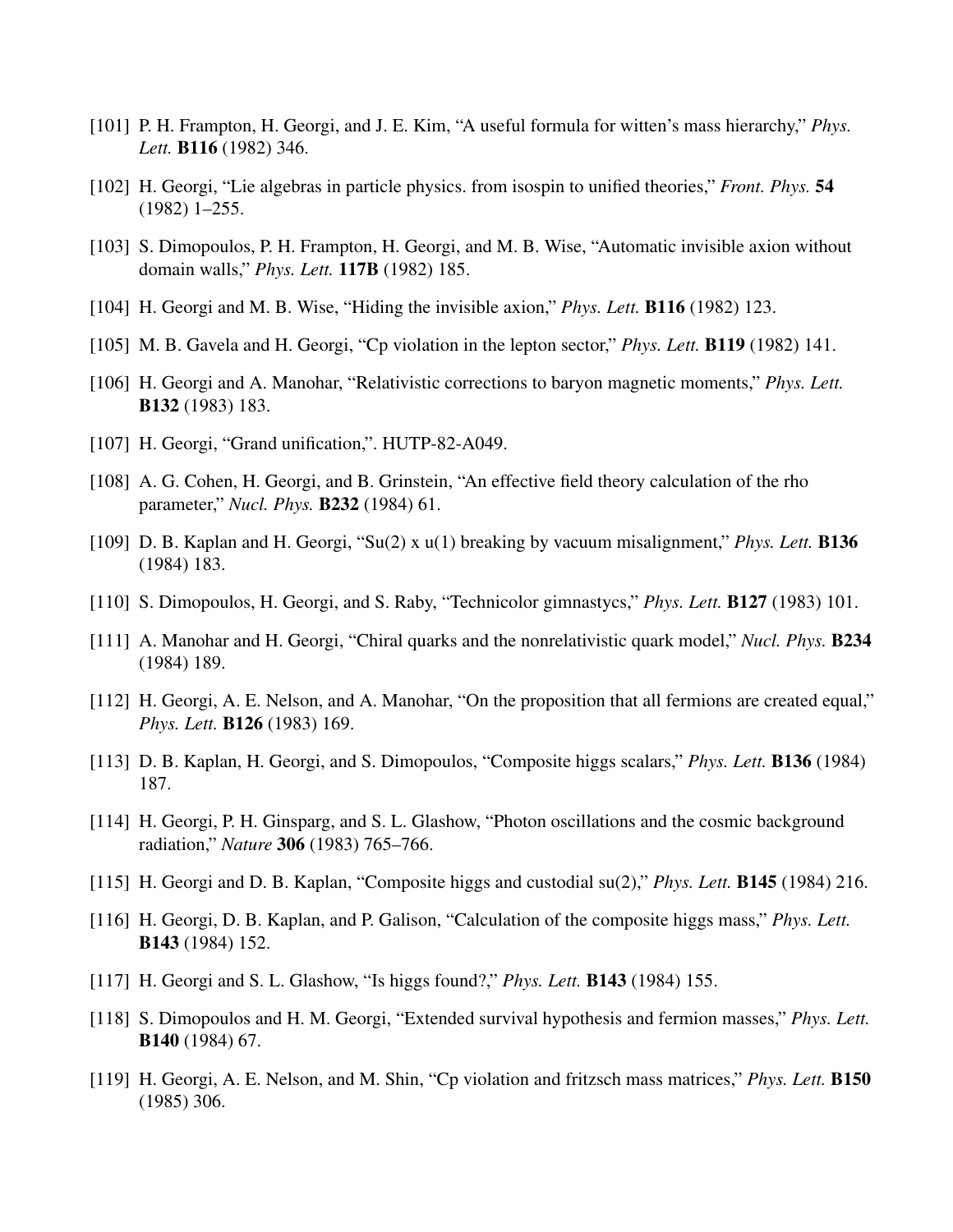[101] P. H. Frampton, H. Georgi, and J. E. Kim, "A useful formula for witten's mass hierarchy," *Phys. Lett.* **B116** (1982) 346.

[102] H. Georgi, "Lie algebras in particle physics. from isospin to unified theories," *Front. Phys.* **54** (1982) 1–255.

[103] S. Dimopoulos, P. H. Frampton, H. Georgi, and M. B. Wise, "Automatic invisible axion without domain walls," *Phys. Lett.* **117B** (1982) 185.

[104] H. Georgi and M. B. Wise, "Hiding the invisible axion," *Phys. Lett.* **B116** (1982) 123.

[105] M. B. Gavela and H. Georgi, "Cp violation in the lepton sector," *Phys. Lett.* **B119** (1982) 141.

[106] H. Georgi and A. Manohar, "Relativistic corrections to baryon magnetic moments," *Phys. Lett.* **B132** (1983) 183.

[107] H. Georgi, "Grand unification,". HUTP-82-A049.

[108] A. G. Cohen, H. Georgi, and B. Grinstein, "An effective field theory calculation of the rho parameter," *Nucl. Phys.* **B232** (1984) 61.

[109] D. B. Kaplan and H. Georgi, "Su(2) x u(1) breaking by vacuum misalignment," *Phys. Lett.* **B136** (1984) 183.

[110] S. Dimopoulos, H. Georgi, and S. Raby, "Technicolor gimnastycs," *Phys. Lett.* **B127** (1983) 101.

[111] A. Manohar and H. Georgi, "Chiral quarks and the nonrelativistic quark model," *Nucl. Phys.* **B234** (1984) 189.

[112] H. Georgi, A. E. Nelson, and A. Manohar, "On the proposition that all fermions are created equal," *Phys. Lett.* **B126** (1983) 169.

[113] D. B. Kaplan, H. Georgi, and S. Dimopoulos, "Composite higgs scalars," *Phys. Lett.* **B136** (1984) 187.

[114] H. Georgi, P. H. Ginsparg, and S. L. Glashow, "Photon oscillations and the cosmic background radiation," *Nature* **306** (1983) 765–766.

[115] H. Georgi and D. B. Kaplan, "Composite higgs and custodial su(2)," *Phys. Lett.* **B145** (1984) 216.

[116] H. Georgi, D. B. Kaplan, and P. Galison, "Calculation of the composite higgs mass," *Phys. Lett.* **B143** (1984) 152.

[117] H. Georgi and S. L. Glashow, "Is higgs found?," *Phys. Lett.* **B143** (1984) 155.

[118] S. Dimopoulos and H. M. Georgi, "Extended survival hypothesis and fermion masses," *Phys. Lett.* **B140** (1984) 67.

[119] H. Georgi, A. E. Nelson, and M. Shin, "Cp violation and fritzsch mass matrices," *Phys. Lett.* **B150** (1985) 306.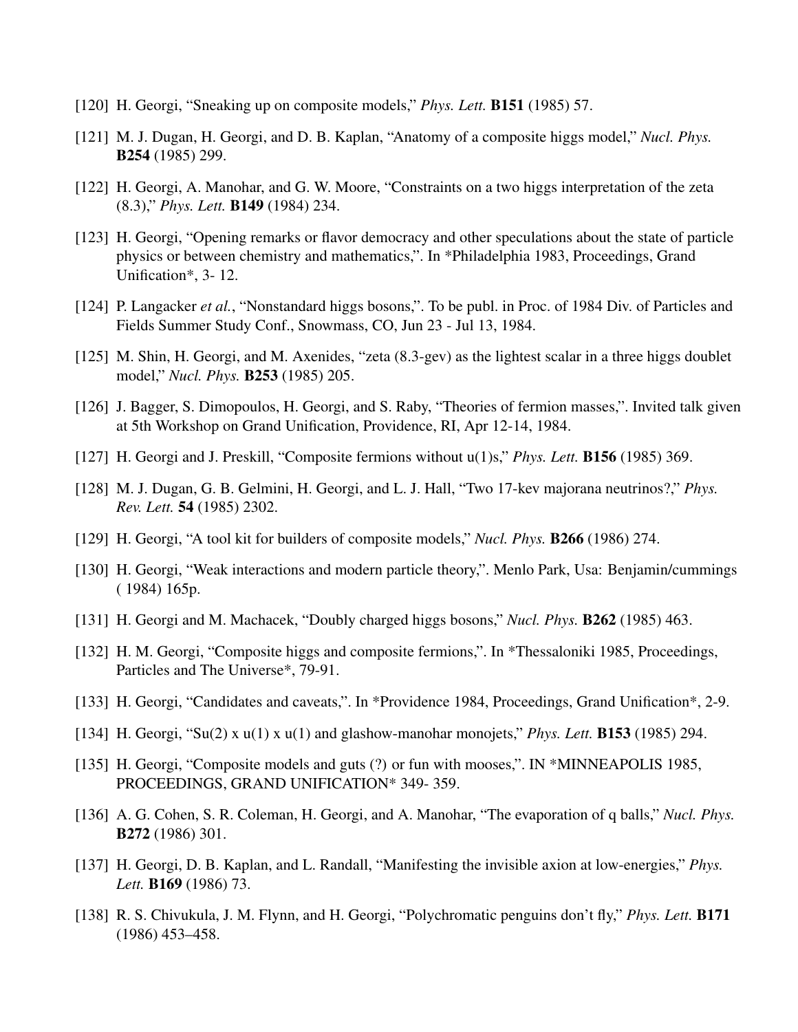[120] H. Georgi, “Sneaking up on composite models,” *Phys. Lett.* **B151** (1985) 57.

[121] M. J. Dugan, H. Georgi, and D. B. Kaplan, “Anatomy of a composite higgs model,” *Nucl. Phys.* **B254** (1985) 299.

[122] H. Georgi, A. Manohar, and G. W. Moore, “Constraints on a two higgs interpretation of the zeta (8.3),” *Phys. Lett.* **B149** (1984) 234.

[123] H. Georgi, “Opening remarks or flavor democracy and other speculations about the state of particle physics or between chemistry and mathematics,”. In *Philadelphia 1983, Proceedings, Grand Unification*, 3- 12.

[124] P. Langacker *et al.*, “Nonstandard higgs bosons,”. To be publ. in Proc. of 1984 Div. of Particles and Fields Summer Study Conf., Snowmass, CO, Jun 23 - Jul 13, 1984.

[125] M. Shin, H. Georgi, and M. Axenides, “zeta (8.3-gev) as the lightest scalar in a three higgs doublet model,” *Nucl. Phys.* **B253** (1985) 205.

[126] J. Bagger, S. Dimopoulos, H. Georgi, and S. Raby, “Theories of fermion masses,”. Invited talk given at 5th Workshop on Grand Unification, Providence, RI, Apr 12-14, 1984.

[127] H. Georgi and J. Preskill, “Composite fermions without u(1)s,” *Phys. Lett.* **B156** (1985) 369.

[128] M. J. Dugan, G. B. Gelmini, H. Georgi, and L. J. Hall, “Two 17-kev majorana neutrinos?,” *Phys. Rev. Lett.* **54** (1985) 2302.

[129] H. Georgi, “A tool kit for builders of composite models,” *Nucl. Phys.* **B266** (1986) 274.

[130] H. Georgi, “Weak interactions and modern particle theory,”. Menlo Park, Usa: Benjamin/cummings ( 1984) 165p.

[131] H. Georgi and M. Machacek, “Doubly charged higgs bosons,” *Nucl. Phys.* **B262** (1985) 463.

[132] H. M. Georgi, “Composite higgs and composite fermions,”. In *Thessaloniki 1985, Proceedings, Particles and The Universe*, 79-91.

[133] H. Georgi, “Candidates and caveats,”. In *Providence 1984, Proceedings, Grand Unification*, 2-9.

[134] H. Georgi, “Su(2) x u(1) x u(1) and glashow-manohar monojets,” *Phys. Lett.* **B153** (1985) 294.

[135] H. Georgi, “Composite models and guts (?) or fun with mooses,”. IN *MINNEAPOLIS 1985, PROCEEDINGS, GRAND UNIFICATION* 349- 359.

[136] A. G. Cohen, S. R. Coleman, H. Georgi, and A. Manohar, “The evaporation of q balls,” *Nucl. Phys.* **B272** (1986) 301.

[137] H. Georgi, D. B. Kaplan, and L. Randall, “Manifesting the invisible axion at low-energies,” *Phys. Lett.* **B169** (1986) 73.

[138] R. S. Chivukula, J. M. Flynn, and H. Georgi, “Polychromatic penguins don’t fly,” *Phys. Lett.* **B171** (1986) 453–458.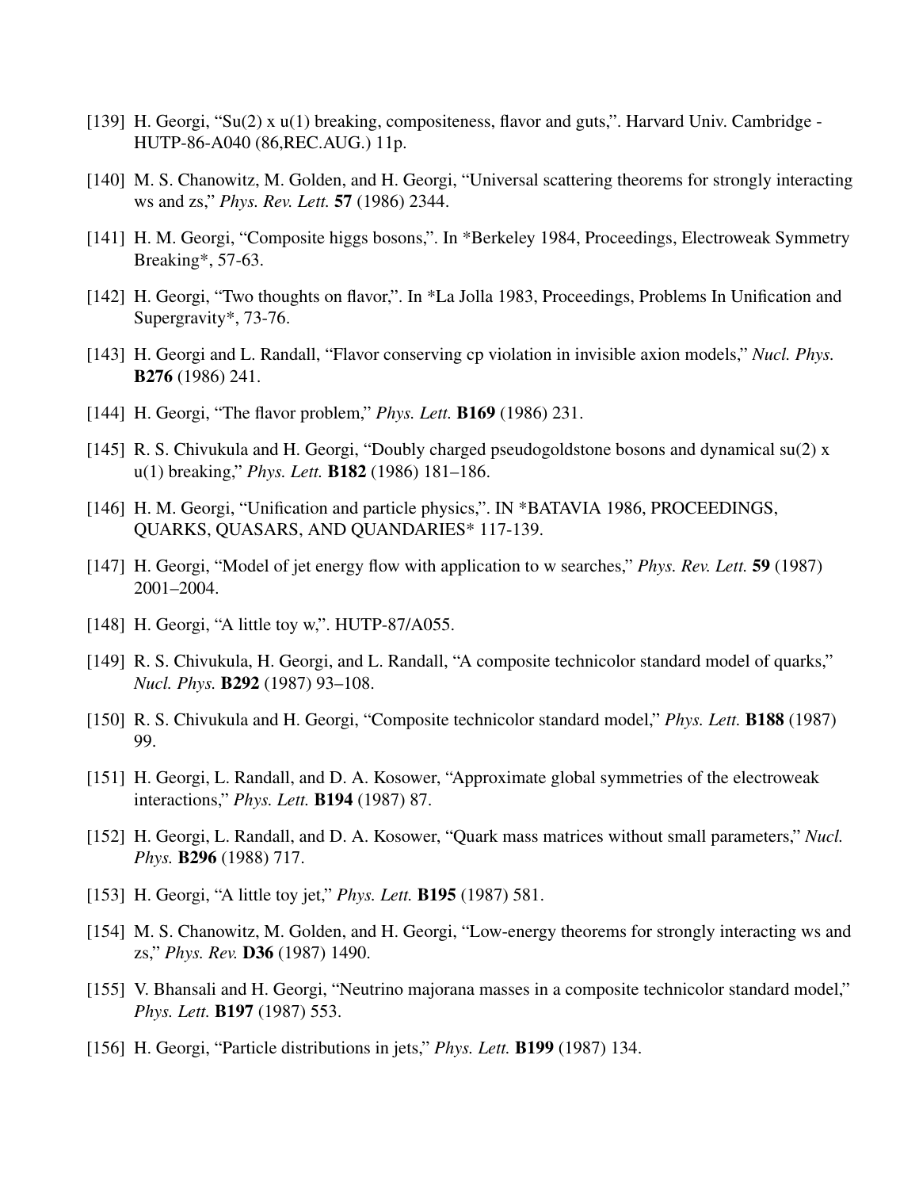[139] H. Georgi, “Su(2) x u(1) breaking, compositeness, flavor and guts,”. Harvard Univ. Cambridge - HUTP-86-A040 (86,REC.AUG.) 11p.

[140] M. S. Chanowitz, M. Golden, and H. Georgi, “Universal scattering theorems for strongly interacting ws and zs,” *Phys. Rev. Lett.* **57** (1986) 2344.

[141] H. M. Georgi, “Composite higgs bosons,”. In *Berkeley 1984, Proceedings, Electroweak Symmetry Breaking*, 57-63.

[142] H. Georgi, “Two thoughts on flavor,”. In *La Jolla 1983, Proceedings, Problems In Unification and Supergravity*, 73-76.

[143] H. Georgi and L. Randall, “Flavor conserving cp violation in invisible axion models,” *Nucl. Phys.* **B276** (1986) 241.

[144] H. Georgi, “The flavor problem,” *Phys. Lett.* **B169** (1986) 231.

[145] R. S. Chivukula and H. Georgi, “Doubly charged pseudogoldstone bosons and dynamical su(2) x u(1) breaking,” *Phys. Lett.* **B182** (1986) 181–186.

[146] H. M. Georgi, “Unification and particle physics,”. IN *BATAVIA 1986, PROCEEDINGS, QUARKS, QUASARS, AND QUANDARIES* 117-139.

[147] H. Georgi, “Model of jet energy flow with application to w searches,” *Phys. Rev. Lett.* **59** (1987) 2001–2004.

[148] H. Georgi, “A little toy w,”. HUTP-87/A055.

[149] R. S. Chivukula, H. Georgi, and L. Randall, “A composite technicolor standard model of quarks,” *Nucl. Phys.* **B292** (1987) 93–108.

[150] R. S. Chivukula and H. Georgi, “Composite technicolor standard model,” *Phys. Lett.* **B188** (1987) 99.

[151] H. Georgi, L. Randall, and D. A. Kosower, “Approximate global symmetries of the electroweak interactions,” *Phys. Lett.* **B194** (1987) 87.

[152] H. Georgi, L. Randall, and D. A. Kosower, “Quark mass matrices without small parameters,” *Nucl. Phys.* **B296** (1988) 717.

[153] H. Georgi, “A little toy jet,” *Phys. Lett.* **B195** (1987) 581.

[154] M. S. Chanowitz, M. Golden, and H. Georgi, “Low-energy theorems for strongly interacting ws and zs,” *Phys. Rev.* **D36** (1987) 1490.

[155] V. Bhansali and H. Georgi, “Neutrino majorana masses in a composite technicolor standard model,” *Phys. Lett.* **B197** (1987) 553.

[156] H. Georgi, “Particle distributions in jets,” *Phys. Lett.* **B199** (1987) 134.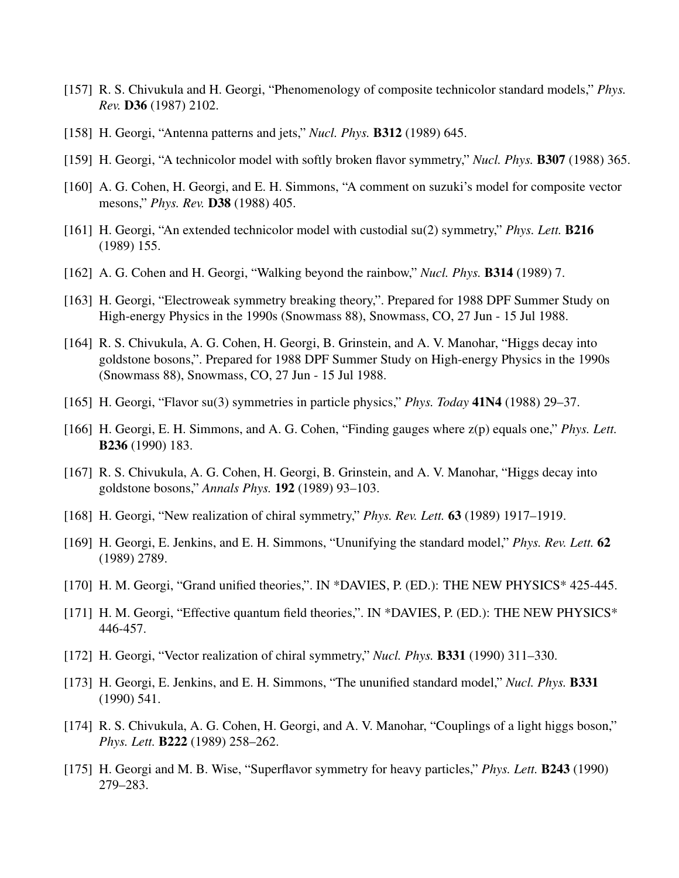[157] R. S. Chivukula and H. Georgi, “Phenomenology of composite technicolor standard models,” *Phys. Rev.* **D36** (1987) 2102.

[158] H. Georgi, “Antenna patterns and jets,” *Nucl. Phys.* **B312** (1989) 645.

[159] H. Georgi, “A technicolor model with softly broken flavor symmetry,” *Nucl. Phys.* **B307** (1988) 365.

[160] A. G. Cohen, H. Georgi, and E. H. Simmons, “A comment on suzuki’s model for composite vector mesons,” *Phys. Rev.* **D38** (1988) 405.

[161] H. Georgi, “An extended technicolor model with custodial su(2) symmetry,” *Phys. Lett.* **B216** (1989) 155.

[162] A. G. Cohen and H. Georgi, “Walking beyond the rainbow,” *Nucl. Phys.* **B314** (1989) 7.

[163] H. Georgi, “Electroweak symmetry breaking theory,”. Prepared for 1988 DPF Summer Study on High-energy Physics in the 1990s (Snowmass 88), Snowmass, CO, 27 Jun - 15 Jul 1988.

[164] R. S. Chivukula, A. G. Cohen, H. Georgi, B. Grinstein, and A. V. Manohar, “Higgs decay into goldstone bosons,”. Prepared for 1988 DPF Summer Study on High-energy Physics in the 1990s (Snowmass 88), Snowmass, CO, 27 Jun - 15 Jul 1988.

[165] H. Georgi, “Flavor su(3) symmetries in particle physics,” *Phys. Today* **41N4** (1988) 29–37.

[166] H. Georgi, E. H. Simmons, and A. G. Cohen, “Finding gauges where z(p) equals one,” *Phys. Lett.* **B236** (1990) 183.

[167] R. S. Chivukula, A. G. Cohen, H. Georgi, B. Grinstein, and A. V. Manohar, “Higgs decay into goldstone bosons,” *Annals Phys.* **192** (1989) 93–103.

[168] H. Georgi, “New realization of chiral symmetry,” *Phys. Rev. Lett.* **63** (1989) 1917–1919.

[169] H. Georgi, E. Jenkins, and E. H. Simmons, “Ununifying the standard model,” *Phys. Rev. Lett.* **62** (1989) 2789.

[170] H. M. Georgi, “Grand unified theories,”. IN *DAVIES, P. (ED.): THE NEW PHYSICS* 425-445.

[171] H. M. Georgi, “Effective quantum field theories,”. IN *DAVIES, P. (ED.): THE NEW PHYSICS* 446-457.

[172] H. Georgi, “Vector realization of chiral symmetry,” *Nucl. Phys.* **B331** (1990) 311–330.

[173] H. Georgi, E. Jenkins, and E. H. Simmons, “The ununified standard model,” *Nucl. Phys.* **B331** (1990) 541.

[174] R. S. Chivukula, A. G. Cohen, H. Georgi, and A. V. Manohar, “Couplings of a light higgs boson,” *Phys. Lett.* **B222** (1989) 258–262.

[175] H. Georgi and M. B. Wise, “Superflavor symmetry for heavy particles,” *Phys. Lett.* **B243** (1990) 279–283.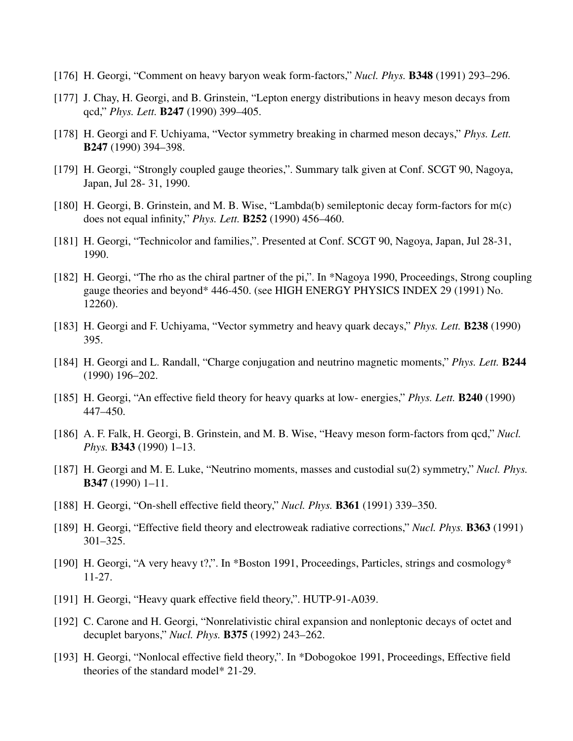[176] H. Georgi, "Comment on heavy baryon weak form-factors," *Nucl. Phys.* **B348** (1991) 293–296.

[177] J. Chay, H. Georgi, and B. Grinstein, "Lepton energy distributions in heavy meson decays from qcd," *Phys. Lett.* **B247** (1990) 399–405.

[178] H. Georgi and F. Uchiyama, "Vector symmetry breaking in charmed meson decays," *Phys. Lett.* **B247** (1990) 394–398.

[179] H. Georgi, "Strongly coupled gauge theories,". Summary talk given at Conf. SCGT 90, Nagoya, Japan, Jul 28- 31, 1990.

[180] H. Georgi, B. Grinstein, and M. B. Wise, "Lambda(b) semileptonic decay form-factors for m(c) does not equal infinity," *Phys. Lett.* **B252** (1990) 456–460.

[181] H. Georgi, "Technicolor and families,". Presented at Conf. SCGT 90, Nagoya, Japan, Jul 28-31, 1990.

[182] H. Georgi, "The rho as the chiral partner of the pi,". In *Nagoya 1990, Proceedings, Strong coupling gauge theories and beyond* 446-450. (see HIGH ENERGY PHYSICS INDEX 29 (1991) No. 12260).

[183] H. Georgi and F. Uchiyama, "Vector symmetry and heavy quark decays," *Phys. Lett.* **B238** (1990) 395.

[184] H. Georgi and L. Randall, "Charge conjugation and neutrino magnetic moments," *Phys. Lett.* **B244** (1990) 196–202.

[185] H. Georgi, "An effective field theory for heavy quarks at low- energies," *Phys. Lett.* **B240** (1990) 447–450.

[186] A. F. Falk, H. Georgi, B. Grinstein, and M. B. Wise, "Heavy meson form-factors from qcd," *Nucl. Phys.* **B343** (1990) 1–13.

[187] H. Georgi and M. E. Luke, "Neutrino moments, masses and custodial su(2) symmetry," *Nucl. Phys.* **B347** (1990) 1–11.

[188] H. Georgi, "On-shell effective field theory," *Nucl. Phys.* **B361** (1991) 339–350.

[189] H. Georgi, "Effective field theory and electroweak radiative corrections," *Nucl. Phys.* **B363** (1991) 301–325.

[190] H. Georgi, "A very heavy t?,". In *Boston 1991, Proceedings, Particles, strings and cosmology* 11-27.

[191] H. Georgi, "Heavy quark effective field theory,". HUTP-91-A039.

[192] C. Carone and H. Georgi, "Nonrelativistic chiral expansion and nonleptonic decays of octet and decuplet baryons," *Nucl. Phys.* **B375** (1992) 243–262.

[193] H. Georgi, "Nonlocal effective field theory,". In *Dobogokoe 1991, Proceedings, Effective field theories of the standard model* 21-29.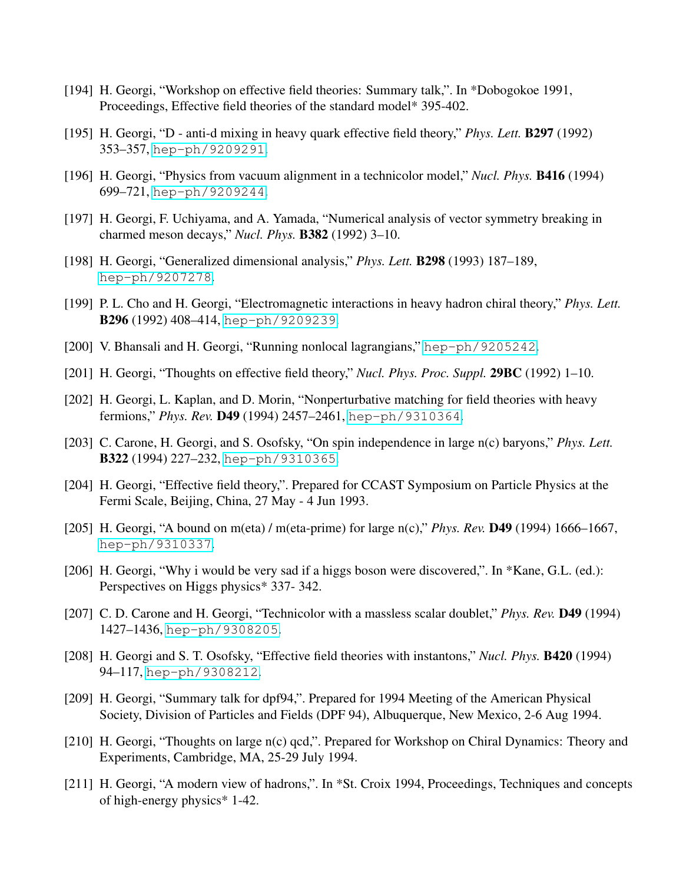[194] H. Georgi, "Workshop on effective field theories: Summary talk,". In *Dobogokoe 1991, Proceedings, Effective field theories of the standard model* 395-402.

[195] H. Georgi, "D - anti-d mixing in heavy quark effective field theory," *Phys. Lett.* **B297** (1992) 353–357, hep-ph/9209291.

[196] H. Georgi, "Physics from vacuum alignment in a technicolor model," *Nucl. Phys.* **B416** (1994) 699–721, hep-ph/9209244.

[197] H. Georgi, F. Uchiyama, and A. Yamada, "Numerical analysis of vector symmetry breaking in charmed meson decays," *Nucl. Phys.* **B382** (1992) 3–10.

[198] H. Georgi, "Generalized dimensional analysis," *Phys. Lett.* **B298** (1993) 187–189, hep-ph/9207278.

[199] P. L. Cho and H. Georgi, "Electromagnetic interactions in heavy hadron chiral theory," *Phys. Lett.* **B296** (1992) 408–414, hep-ph/9209239.

[200] V. Bhansali and H. Georgi, "Running nonlocal lagrangians," hep-ph/9205242.

[201] H. Georgi, "Thoughts on effective field theory," *Nucl. Phys. Proc. Suppl.* **29BC** (1992) 1–10.

[202] H. Georgi, L. Kaplan, and D. Morin, "Nonperturbative matching for field theories with heavy fermions," *Phys. Rev.* **D49** (1994) 2457–2461, hep-ph/9310364.

[203] C. Carone, H. Georgi, and S. Osofsky, "On spin independence in large n(c) baryons," *Phys. Lett.* **B322** (1994) 227–232, hep-ph/9310365.

[204] H. Georgi, "Effective field theory,". Prepared for CCAST Symposium on Particle Physics at the Fermi Scale, Beijing, China, 27 May - 4 Jun 1993.

[205] H. Georgi, "A bound on m(eta) / m(eta-prime) for large n(c)," *Phys. Rev.* **D49** (1994) 1666–1667, hep-ph/9310337.

[206] H. Georgi, "Why i would be very sad if a higgs boson were discovered,". In *Kane, G.L. (ed.): Perspectives on Higgs physics* 337- 342.

[207] C. D. Carone and H. Georgi, "Technicolor with a massless scalar doublet," *Phys. Rev.* **D49** (1994) 1427–1436, hep-ph/9308205.

[208] H. Georgi and S. T. Osofsky, "Effective field theories with instantons," *Nucl. Phys.* **B420** (1994) 94–117, hep-ph/9308212.

[209] H. Georgi, "Summary talk for dpf94,". Prepared for 1994 Meeting of the American Physical Society, Division of Particles and Fields (DPF 94), Albuquerque, New Mexico, 2-6 Aug 1994.

[210] H. Georgi, "Thoughts on large n(c) qcd,". Prepared for Workshop on Chiral Dynamics: Theory and Experiments, Cambridge, MA, 25-29 July 1994.

[211] H. Georgi, "A modern view of hadrons,". In *St. Croix 1994, Proceedings, Techniques and concepts of high-energy physics* 1-42.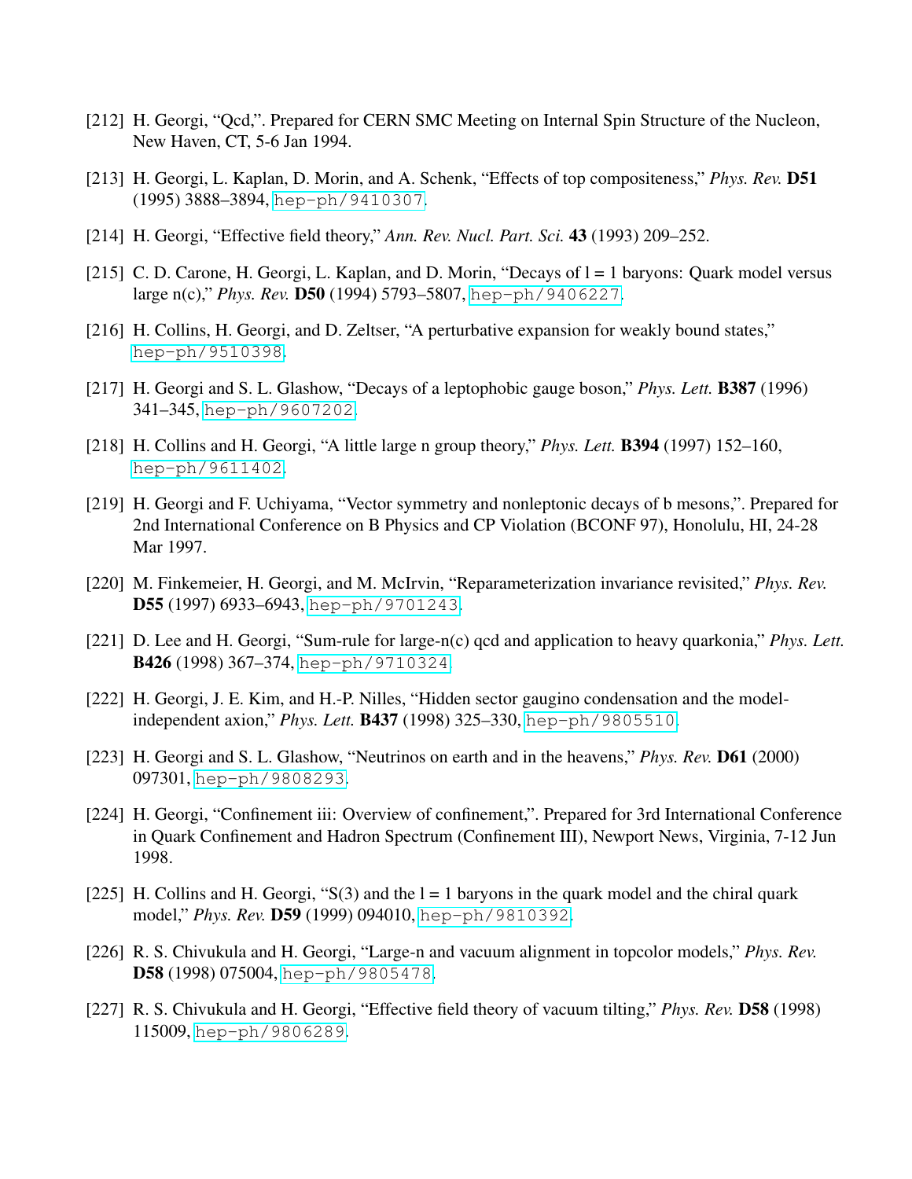[212] H. Georgi, "Qcd,". Prepared for CERN SMC Meeting on Internal Spin Structure of the Nucleon, New Haven, CT, 5-6 Jan 1994.

[213] H. Georgi, L. Kaplan, D. Morin, and A. Schenk, "Effects of top compositeness," *Phys. Rev.* **D51** (1995) 3888–3894, hep-ph/9410307.

[214] H. Georgi, "Effective field theory," *Ann. Rev. Nucl. Part. Sci.* **43** (1993) 209–252.

[215] C. D. Carone, H. Georgi, L. Kaplan, and D. Morin, "Decays of l = 1 baryons: Quark model versus large n(c)," *Phys. Rev.* **D50** (1994) 5793–5807, hep-ph/9406227.

[216] H. Collins, H. Georgi, and D. Zeltser, "A perturbative expansion for weakly bound states," hep-ph/9510398.

[217] H. Georgi and S. L. Glashow, "Decays of a leptophobic gauge boson," *Phys. Lett.* **B387** (1996) 341–345, hep-ph/9607202.

[218] H. Collins and H. Georgi, "A little large n group theory," *Phys. Lett.* **B394** (1997) 152–160, hep-ph/9611402.

[219] H. Georgi and F. Uchiyama, "Vector symmetry and nonleptonic decays of b mesons,". Prepared for 2nd International Conference on B Physics and CP Violation (BCONF 97), Honolulu, HI, 24-28 Mar 1997.

[220] M. Finkemeier, H. Georgi, and M. McIrvin, "Reparameterization invariance revisited," *Phys. Rev.* **D55** (1997) 6933–6943, hep-ph/9701243.

[221] D. Lee and H. Georgi, "Sum-rule for large-n(c) qcd and application to heavy quarkonia," *Phys. Lett.* **B426** (1998) 367–374, hep-ph/9710324.

[222] H. Georgi, J. E. Kim, and H.-P. Nilles, "Hidden sector gaugino condensation and the model-independent axion," *Phys. Lett.* **B437** (1998) 325–330, hep-ph/9805510.

[223] H. Georgi and S. L. Glashow, "Neutrinos on earth and in the heavens," *Phys. Rev.* **D61** (2000) 097301, hep-ph/9808293.

[224] H. Georgi, "Confinement iii: Overview of confinement,". Prepared for 3rd International Conference in Quark Confinement and Hadron Spectrum (Confinement III), Newport News, Virginia, 7-12 Jun 1998.

[225] H. Collins and H. Georgi, "S(3) and the l = 1 baryons in the quark model and the chiral quark model," *Phys. Rev.* **D59** (1999) 094010, hep-ph/9810392.

[226] R. S. Chivukula and H. Georgi, "Large-n and vacuum alignment in topcolor models," *Phys. Rev.* **D58** (1998) 075004, hep-ph/9805478.

[227] R. S. Chivukula and H. Georgi, "Effective field theory of vacuum tilting," *Phys. Rev.* **D58** (1998) 115009, hep-ph/9806289.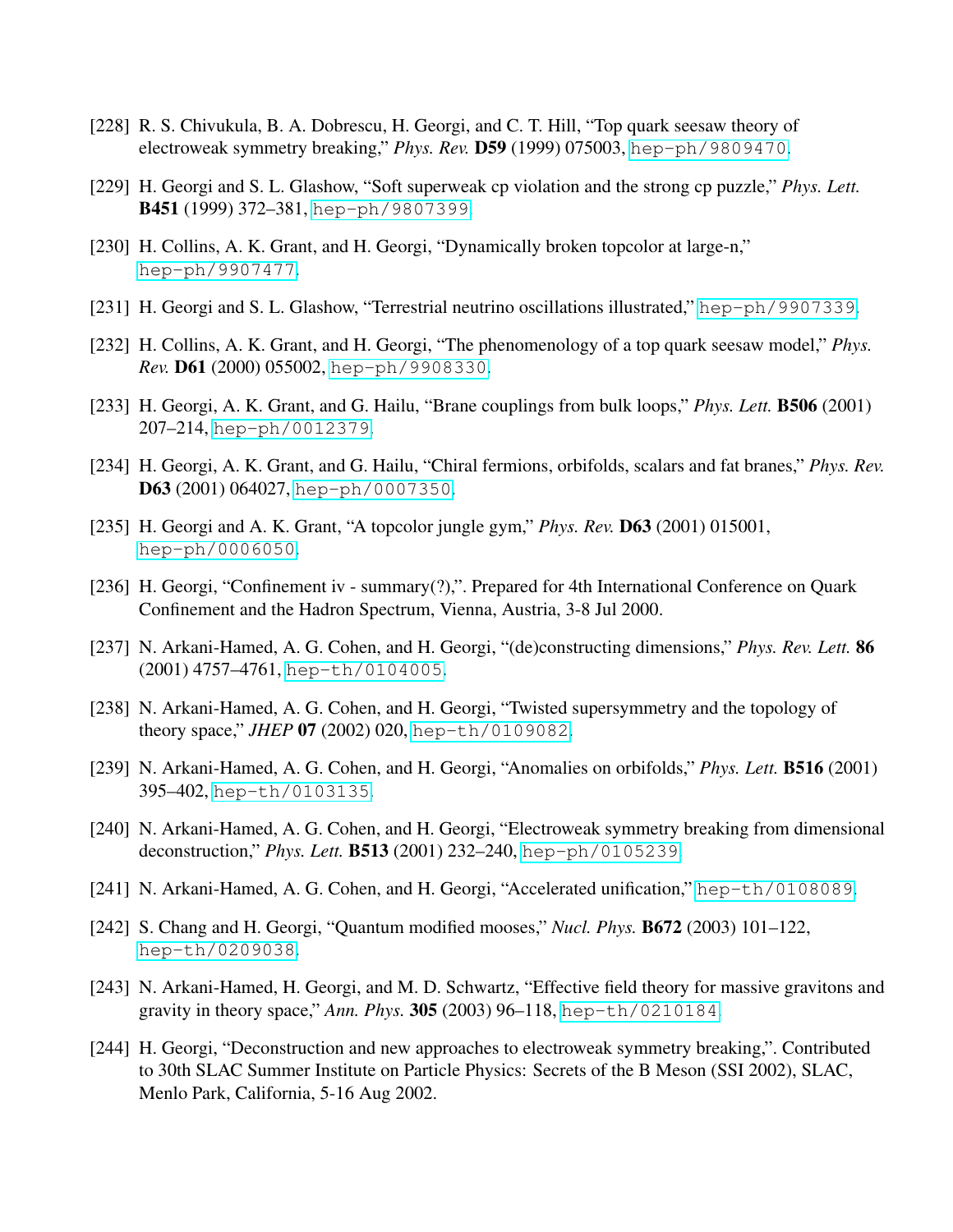[228] R. S. Chivukula, B. A. Dobrescu, H. Georgi, and C. T. Hill, "Top quark seesaw theory of electroweak symmetry breaking," *Phys. Rev.* **D59** (1999) 075003, hep-ph/9809470.

[229] H. Georgi and S. L. Glashow, "Soft superweak cp violation and the strong cp puzzle," *Phys. Lett.* **B451** (1999) 372–381, hep-ph/9807399.

[230] H. Collins, A. K. Grant, and H. Georgi, "Dynamically broken topcolor at large-n," hep-ph/9907477.

[231] H. Georgi and S. L. Glashow, "Terrestrial neutrino oscillations illustrated," hep-ph/9907339.

[232] H. Collins, A. K. Grant, and H. Georgi, "The phenomenology of a top quark seesaw model," *Phys. Rev.* **D61** (2000) 055002, hep-ph/9908330.

[233] H. Georgi, A. K. Grant, and G. Hailu, "Brane couplings from bulk loops," *Phys. Lett.* **B506** (2001) 207–214, hep-ph/0012379.

[234] H. Georgi, A. K. Grant, and G. Hailu, "Chiral fermions, orbifolds, scalars and fat branes," *Phys. Rev.* **D63** (2001) 064027, hep-ph/0007350.

[235] H. Georgi and A. K. Grant, "A topcolor jungle gym," *Phys. Rev.* **D63** (2001) 015001, hep-ph/0006050.

[236] H. Georgi, "Confinement iv - summary(?),". Prepared for 4th International Conference on Quark Confinement and the Hadron Spectrum, Vienna, Austria, 3-8 Jul 2000.

[237] N. Arkani-Hamed, A. G. Cohen, and H. Georgi, "(de)constructing dimensions," *Phys. Rev. Lett.* **86** (2001) 4757–4761, hep-th/0104005.

[238] N. Arkani-Hamed, A. G. Cohen, and H. Georgi, "Twisted supersymmetry and the topology of theory space," *JHEP* **07** (2002) 020, hep-th/0109082.

[239] N. Arkani-Hamed, A. G. Cohen, and H. Georgi, "Anomalies on orbifolds," *Phys. Lett.* **B516** (2001) 395–402, hep-th/0103135.

[240] N. Arkani-Hamed, A. G. Cohen, and H. Georgi, "Electroweak symmetry breaking from dimensional deconstruction," *Phys. Lett.* **B513** (2001) 232–240, hep-ph/0105239.

[241] N. Arkani-Hamed, A. G. Cohen, and H. Georgi, "Accelerated unification," hep-th/0108089.

[242] S. Chang and H. Georgi, "Quantum modified mooses," *Nucl. Phys.* **B672** (2003) 101–122, hep-th/0209038.

[243] N. Arkani-Hamed, H. Georgi, and M. D. Schwartz, "Effective field theory for massive gravitons and gravity in theory space," *Ann. Phys.* **305** (2003) 96–118, hep-th/0210184.

[244] H. Georgi, "Deconstruction and new approaches to electroweak symmetry breaking,". Contributed to 30th SLAC Summer Institute on Particle Physics: Secrets of the B Meson (SSI 2002), SLAC, Menlo Park, California, 5-16 Aug 2002.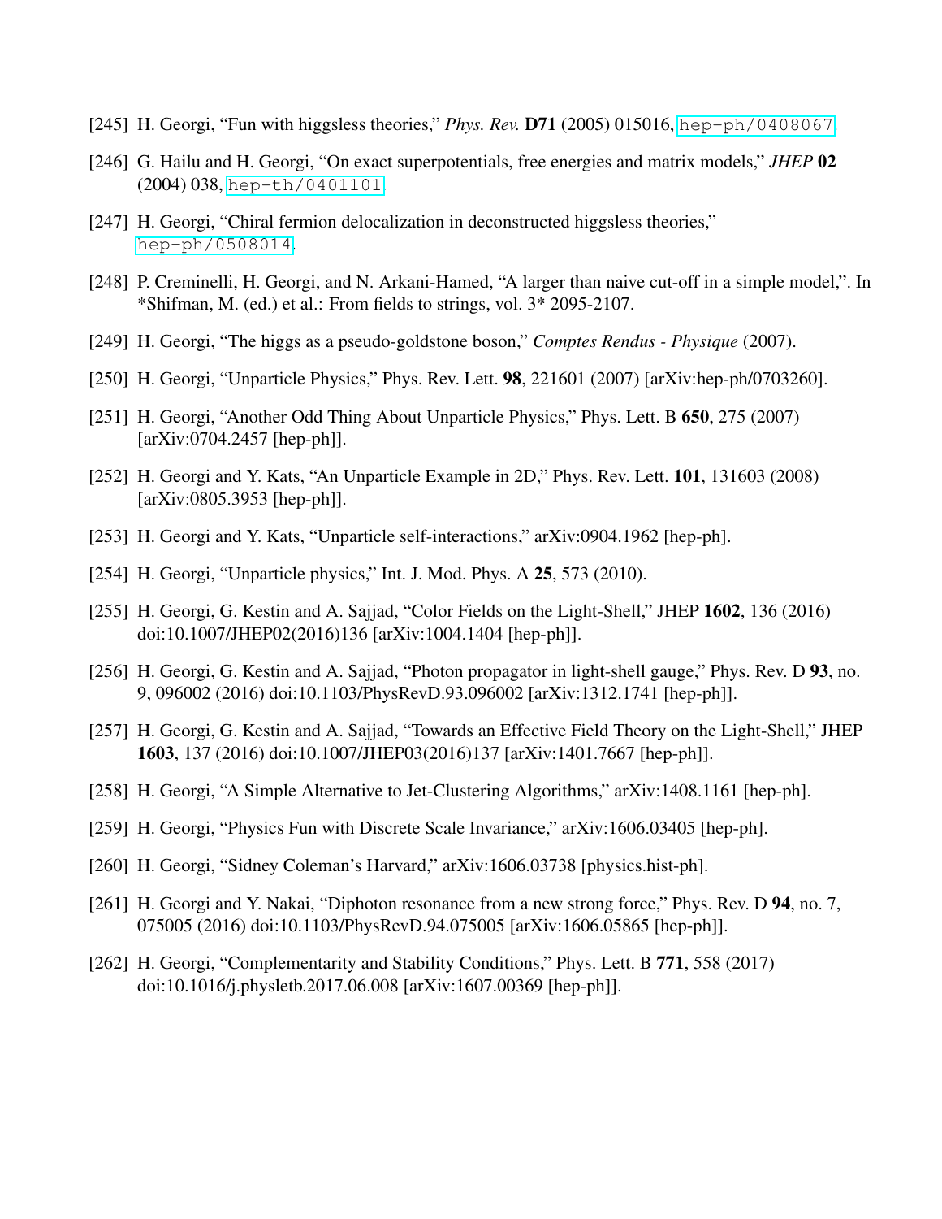[245] H. Georgi, “Fun with higgsless theories,” *Phys. Rev.* **D71** (2005) 015016, hep-ph/0408067.

[246] G. Hailu and H. Georgi, “On exact superpotentials, free energies and matrix models,” *JHEP* **02** (2004) 038, hep-th/0401101.

[247] H. Georgi, “Chiral fermion delocalization in deconstructed higgsless theories,” hep-ph/0508014.

[248] P. Creminelli, H. Georgi, and N. Arkani-Hamed, “A larger than naive cut-off in a simple model,”. In *Shifman, M. (ed.) et al.: From fields to strings, vol. 3* 2095-2107.

[249] H. Georgi, “The higgs as a pseudo-goldstone boson,” *Comptes Rendus - Physique* (2007).

[250] H. Georgi, “Unparticle Physics,” Phys. Rev. Lett. **98**, 221601 (2007) [arXiv:hep-ph/0703260].

[251] H. Georgi, “Another Odd Thing About Unparticle Physics,” Phys. Lett. B **650**, 275 (2007) [arXiv:0704.2457 [hep-ph]].

[252] H. Georgi and Y. Kats, “An Unparticle Example in 2D,” Phys. Rev. Lett. **101**, 131603 (2008) [arXiv:0805.3953 [hep-ph]].

[253] H. Georgi and Y. Kats, “Unparticle self-interactions,” arXiv:0904.1962 [hep-ph].

[254] H. Georgi, “Unparticle physics,” Int. J. Mod. Phys. A **25**, 573 (2010).

[255] H. Georgi, G. Kestin and A. Sajjad, “Color Fields on the Light-Shell,” JHEP **1602**, 136 (2016) doi:10.1007/JHEP02(2016)136 [arXiv:1004.1404 [hep-ph]].

[256] H. Georgi, G. Kestin and A. Sajjad, “Photon propagator in light-shell gauge,” Phys. Rev. D **93**, no. 9, 096002 (2016) doi:10.1103/PhysRevD.93.096002 [arXiv:1312.1741 [hep-ph]].

[257] H. Georgi, G. Kestin and A. Sajjad, “Towards an Effective Field Theory on the Light-Shell,” JHEP **1603**, 137 (2016) doi:10.1007/JHEP03(2016)137 [arXiv:1401.7667 [hep-ph]].

[258] H. Georgi, “A Simple Alternative to Jet-Clustering Algorithms,” arXiv:1408.1161 [hep-ph].

[259] H. Georgi, “Physics Fun with Discrete Scale Invariance,” arXiv:1606.03405 [hep-ph].

[260] H. Georgi, “Sidney Coleman’s Harvard,” arXiv:1606.03738 [physics.hist-ph].

[261] H. Georgi and Y. Nakai, “Diphoton resonance from a new strong force,” Phys. Rev. D **94**, no. 7, 075005 (2016) doi:10.1103/PhysRevD.94.075005 [arXiv:1606.05865 [hep-ph]].

[262] H. Georgi, “Complementarity and Stability Conditions,” Phys. Lett. B **771**, 558 (2017) doi:10.1016/j.physletb.2017.06.008 [arXiv:1607.00369 [hep-ph]].